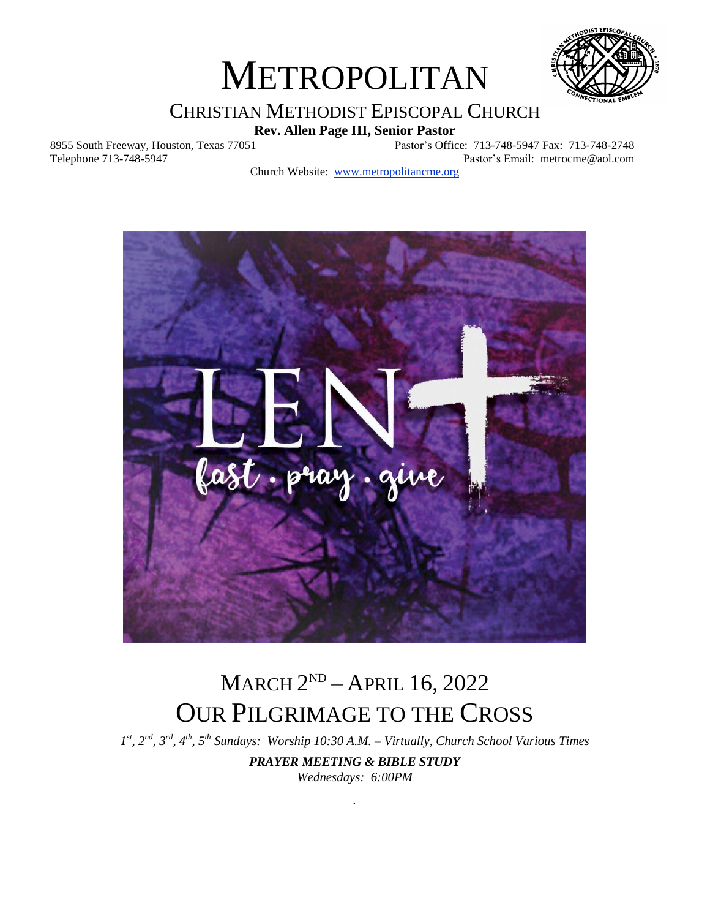# METROPOLITAN

## CHRISTIAN METHODIST EPISCOPAL CHURCH

**Rev. Allen Page III, Senior Pastor**

8955 South Freeway, Houston, Texas 77051
Telephone 713-748-5947

Pastor's Office: 713-748-5947 Fax: 713-748-2748
Pastor's Email: metrocme@aol.com

Church Website: [www.metropolitancme.org](http://www.metropolitancme.org)

# MARCH 2ND – APRIL 16, 2022
# OUR PILGRIMAGE TO THE CROSS

*1st, 2nd, 3rd, 4th, 5th Sundays: Worship 10:30 A.M. – Virtually, Church School Various Times*

***PRAYER MEETING & BIBLE STUDY***
*Wednesdays: 6:00PM*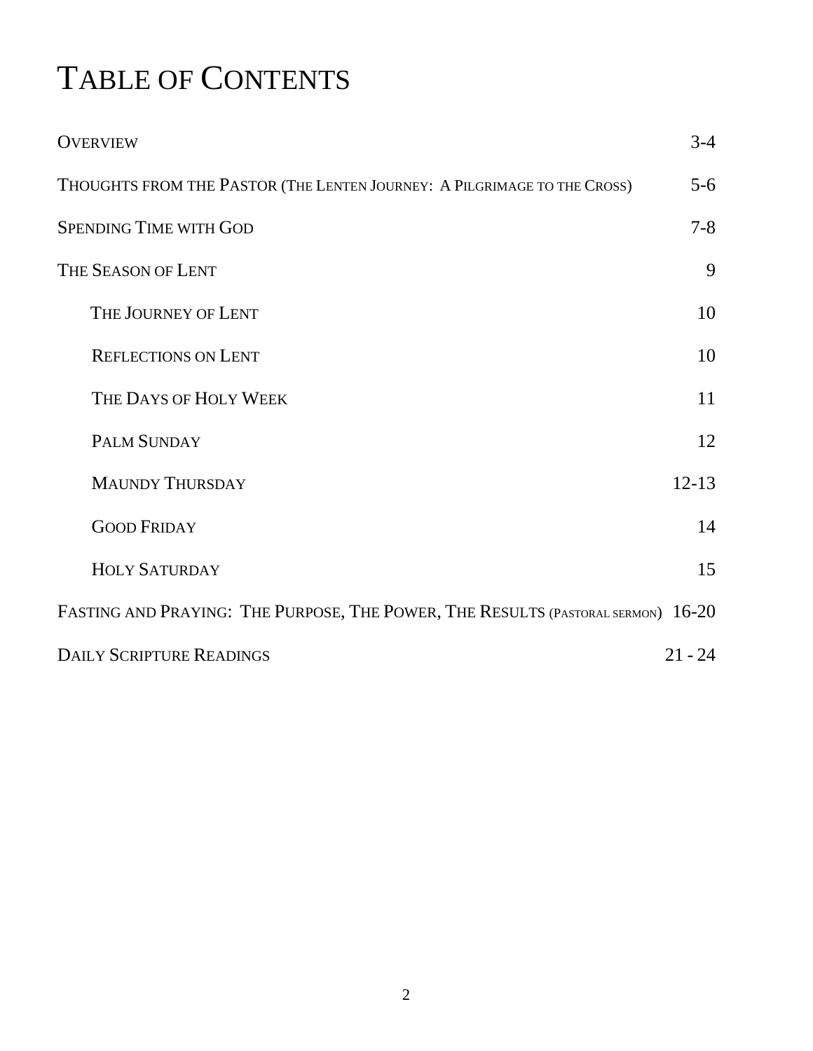# Table of Contents

| | |
|---|---|
| Overview | 3-4 |
| Thoughts from the Pastor (The Lenten Journey: A Pilgrimage to the Cross) | 5-6 |
| Spending Time with God | 7-8 |
| The Season of Lent | 9 |
| The Journey of Lent | 10 |
| Reflections on Lent | 10 |
| The Days of Holy Week | 11 |
| Palm Sunday | 12 |
| Maundy Thursday | 12-13 |
| Good Friday | 14 |
| Holy Saturday | 15 |
| Fasting and Praying: The Purpose, The Power, The Results (Pastoral sermon) | 16-20 |
| Daily Scripture Readings | 21 - 24 |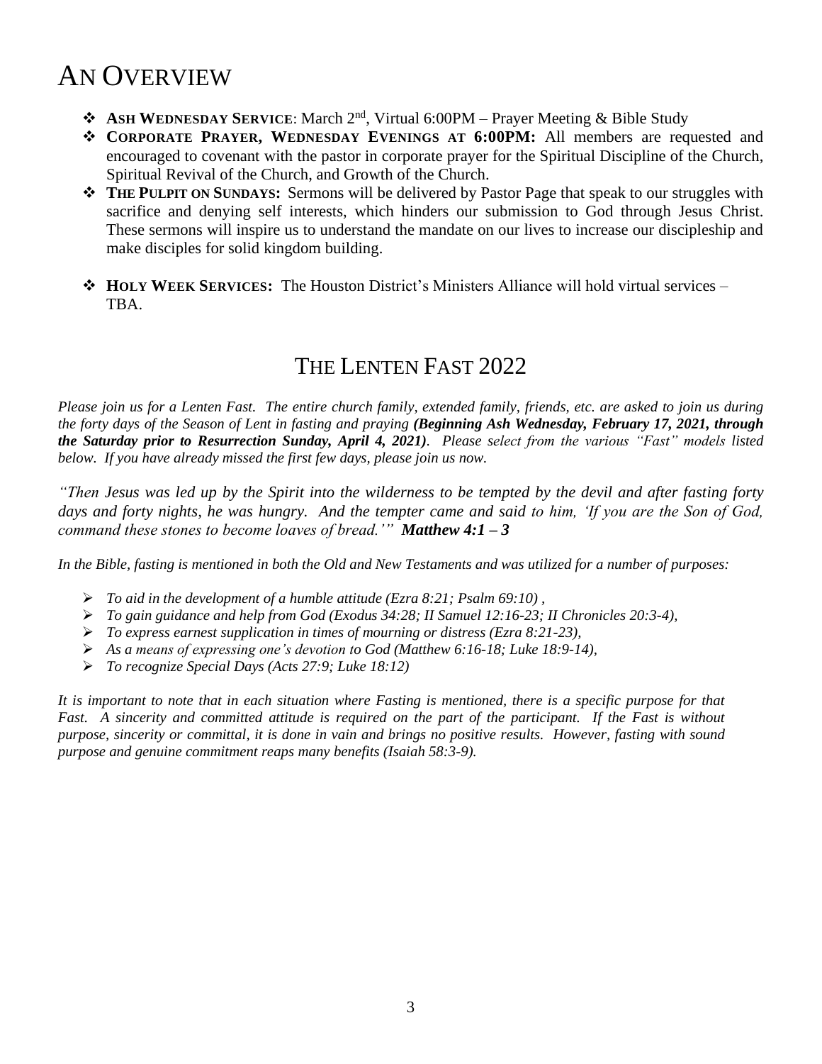# AN OVERVIEW

- **ASH WEDNESDAY SERVICE**: March 2nd, Virtual 6:00PM – Prayer Meeting & Bible Study
- **CORPORATE PRAYER, WEDNESDAY EVENINGS AT 6:00PM:** All members are requested and encouraged to covenant with the pastor in corporate prayer for the Spiritual Discipline of the Church, Spiritual Revival of the Church, and Growth of the Church.
- **THE PULPIT ON SUNDAYS:** Sermons will be delivered by Pastor Page that speak to our struggles with sacrifice and denying self interests, which hinders our submission to God through Jesus Christ. These sermons will inspire us to understand the mandate on our lives to increase our discipleship and make disciples for solid kingdom building.
- **HOLY WEEK SERVICES:** The Houston District's Ministers Alliance will hold virtual services – TBA.

## THE LENTEN FAST 2022

*Please join us for a Lenten Fast. The entire church family, extended family, friends, etc. are asked to join us during the forty days of the Season of Lent in fasting and praying **(Beginning Ash Wednesday, February 17, 2021, through the Saturday prior to Resurrection Sunday, April 4, 2021)**. Please select from the various "Fast" models listed below. If you have already missed the first few days, please join us now.*

*"Then Jesus was led up by the Spirit into the wilderness to be tempted by the devil and after fasting forty days and forty nights, he was hungry. And the tempter came and said to him, 'If you are the Son of God, command these stones to become loaves of bread.'"* ***Matthew 4:1 – 3***

*In the Bible, fasting is mentioned in both the Old and New Testaments and was utilized for a number of purposes:*

- *To aid in the development of a humble attitude (Ezra 8:21; Psalm 69:10) ,*
- *To gain guidance and help from God (Exodus 34:28; II Samuel 12:16-23; II Chronicles 20:3-4),*
- *To express earnest supplication in times of mourning or distress (Ezra 8:21-23),*
- *As a means of expressing one's devotion to God (Matthew 6:16-18; Luke 18:9-14),*
- *To recognize Special Days (Acts 27:9; Luke 18:12)*

*It is important to note that in each situation where Fasting is mentioned, there is a specific purpose for that Fast. A sincerity and committed attitude is required on the part of the participant. If the Fast is without purpose, sincerity or committal, it is done in vain and brings no positive results. However, fasting with sound purpose and genuine commitment reaps many benefits (Isaiah 58:3-9).*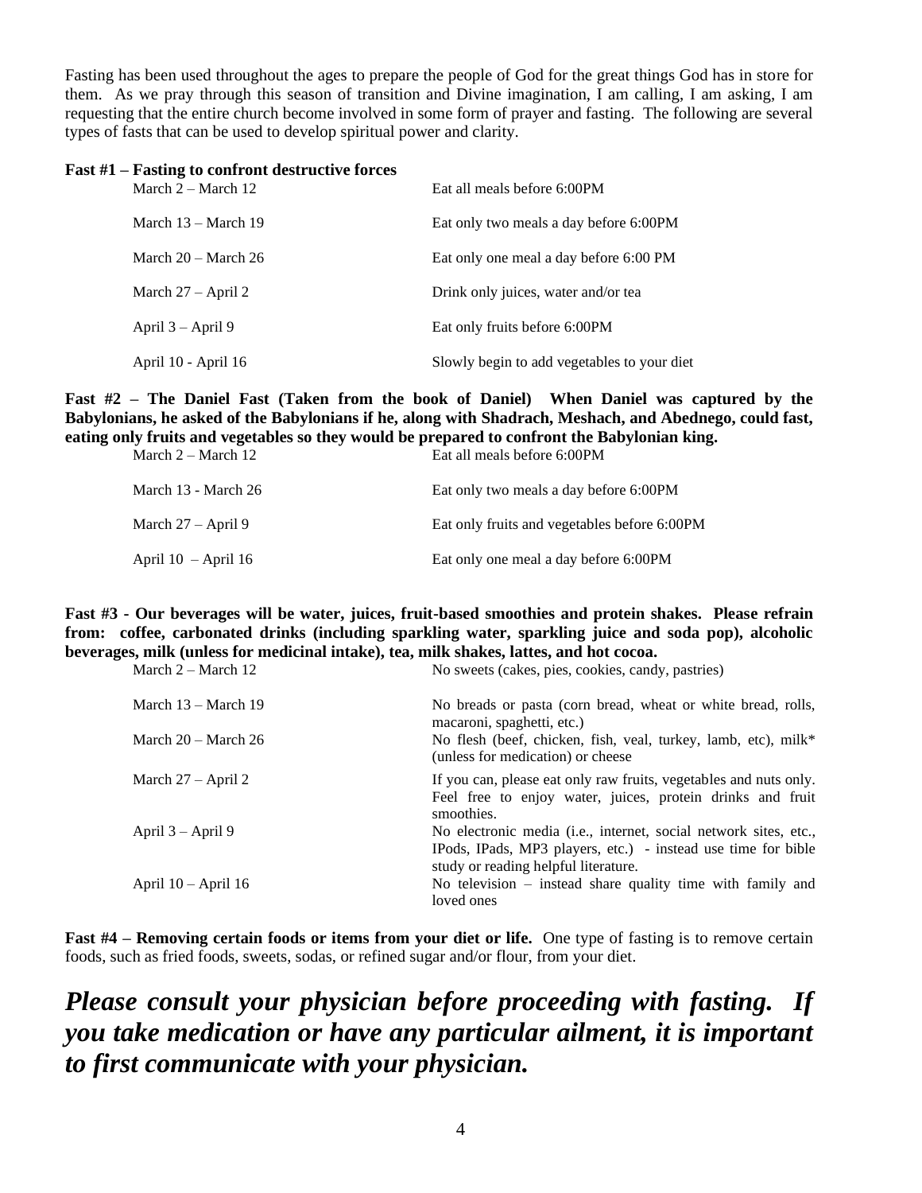Fasting has been used throughout the ages to prepare the people of God for the great things God has in store for them. As we pray through this season of transition and Divine imagination, I am calling, I am asking, I am requesting that the entire church become involved in some form of prayer and fasting. The following are several types of fasts that can be used to develop spiritual power and clarity.

**Fast #1 – Fasting to confront destructive forces**

| | |
|---|---|
| March 2 – March 12 | Eat all meals before 6:00PM |
| March 13 – March 19 | Eat only two meals a day before 6:00PM |
| March 20 – March 26 | Eat only one meal a day before 6:00 PM |
| March 27 – April 2 | Drink only juices, water and/or tea |
| April 3 – April 9 | Eat only fruits before 6:00PM |
| April 10 - April 16 | Slowly begin to add vegetables to your diet |

**Fast #2 – The Daniel Fast (Taken from the book of Daniel) When Daniel was captured by the Babylonians, he asked of the Babylonians if he, along with Shadrach, Meshach, and Abednego, could fast, eating only fruits and vegetables so they would be prepared to confront the Babylonian king.**

| | |
|---|---|
| March 2 – March 12 | Eat all meals before 6:00PM |
| March 13 - March 26 | Eat only two meals a day before 6:00PM |
| March 27 – April 9 | Eat only fruits and vegetables before 6:00PM |
| April 10 – April 16 | Eat only one meal a day before 6:00PM |

**Fast #3 - Our beverages will be water, juices, fruit-based smoothies and protein shakes. Please refrain from: coffee, carbonated drinks (including sparkling water, sparkling juice and soda pop), alcoholic beverages, milk (unless for medicinal intake), tea, milk shakes, lattes, and hot cocoa.**

| | |
|---|---|
| March 2 – March 12 | No sweets (cakes, pies, cookies, candy, pastries) |
| March 13 – March 19 | No breads or pasta (corn bread, wheat or white bread, rolls, macaroni, spaghetti, etc.) |
| March 20 – March 26 | No flesh (beef, chicken, fish, veal, turkey, lamb, etc), milk* (unless for medication) or cheese |
| March 27 – April 2 | If you can, please eat only raw fruits, vegetables and nuts only. Feel free to enjoy water, juices, protein drinks and fruit smoothies. |
| April 3 – April 9 | No electronic media (i.e., internet, social network sites, etc., IPods, IPads, MP3 players, etc.) - instead use time for bible study or reading helpful literature. |
| April 10 – April 16 | No television – instead share quality time with family and loved ones |

**Fast #4 – Removing certain foods or items from your diet or life.** One type of fasting is to remove certain foods, such as fried foods, sweets, sodas, or refined sugar and/or flour, from your diet.

***Please consult your physician before proceeding with fasting. If you take medication or have any particular ailment, it is important to first communicate with your physician.***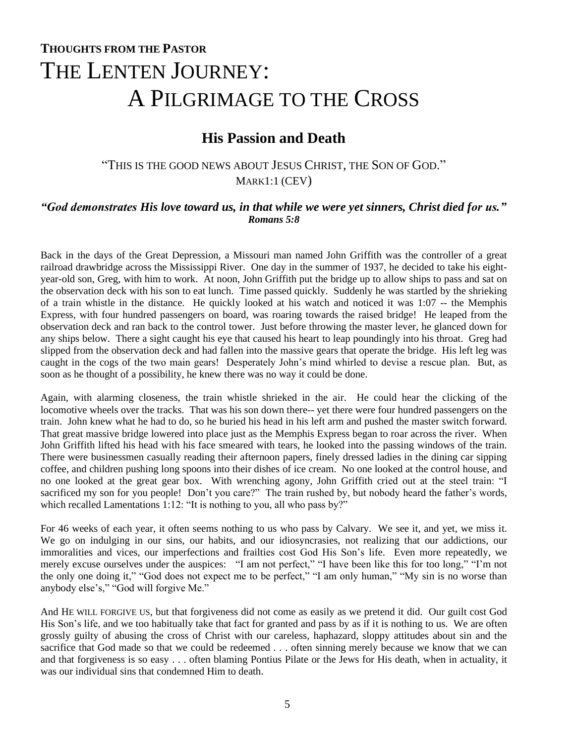**THOUGHTS FROM THE PASTOR**

# THE LENTEN JOURNEY: A PILGRIMAGE TO THE CROSS

## His Passion and Death

"THIS IS THE GOOD NEWS ABOUT JESUS CHRIST, THE SON OF GOD."
MARK1:1 (CEV)

***"God demonstrates His love toward us, in that while we were yet sinners, Christ died for us."***
***Romans 5:8***

Back in the days of the Great Depression, a Missouri man named John Griffith was the controller of a great railroad drawbridge across the Mississippi River. One day in the summer of 1937, he decided to take his eight-year-old son, Greg, with him to work. At noon, John Griffith put the bridge up to allow ships to pass and sat on the observation deck with his son to eat lunch. Time passed quickly. Suddenly he was startled by the shrieking of a train whistle in the distance. He quickly looked at his watch and noticed it was 1:07 -- the Memphis Express, with four hundred passengers on board, was roaring towards the raised bridge! He leaped from the observation deck and ran back to the control tower. Just before throwing the master lever, he glanced down for any ships below. There a sight caught his eye that caused his heart to leap poundingly into his throat. Greg had slipped from the observation deck and had fallen into the massive gears that operate the bridge. His left leg was caught in the cogs of the two main gears! Desperately John's mind whirled to devise a rescue plan. But, as soon as he thought of a possibility, he knew there was no way it could be done.

Again, with alarming closeness, the train whistle shrieked in the air. He could hear the clicking of the locomotive wheels over the tracks. That was his son down there-- yet there were four hundred passengers on the train. John knew what he had to do, so he buried his head in his left arm and pushed the master switch forward. That great massive bridge lowered into place just as the Memphis Express began to roar across the river. When John Griffith lifted his head with his face smeared with tears, he looked into the passing windows of the train. There were businessmen casually reading their afternoon papers, finely dressed ladies in the dining car sipping coffee, and children pushing long spoons into their dishes of ice cream. No one looked at the control house, and no one looked at the great gear box. With wrenching agony, John Griffith cried out at the steel train: "I sacrificed my son for you people! Don't you care?" The train rushed by, but nobody heard the father's words, which recalled Lamentations 1:12: "It is nothing to you, all who pass by?"

For 46 weeks of each year, it often seems nothing to us who pass by Calvary. We see it, and yet, we miss it. We go on indulging in our sins, our habits, and our idiosyncrasies, not realizing that our addictions, our immoralities and vices, our imperfections and frailties cost God His Son's life. Even more repeatedly, we merely excuse ourselves under the auspices: "I am not perfect," "I have been like this for too long," "I'm not the only one doing it," "God does not expect me to be perfect," "I am only human," "My sin is no worse than anybody else's," "God will forgive Me."

And HE WILL FORGIVE US, but that forgiveness did not come as easily as we pretend it did. Our guilt cost God His Son's life, and we too habitually take that fact for granted and pass by as if it is nothing to us. We are often grossly guilty of abusing the cross of Christ with our careless, haphazard, sloppy attitudes about sin and the sacrifice that God made so that we could be redeemed . . . often sinning merely because we know that we can and that forgiveness is so easy . . . often blaming Pontius Pilate or the Jews for His death, when in actuality, it was our individual sins that condemned Him to death.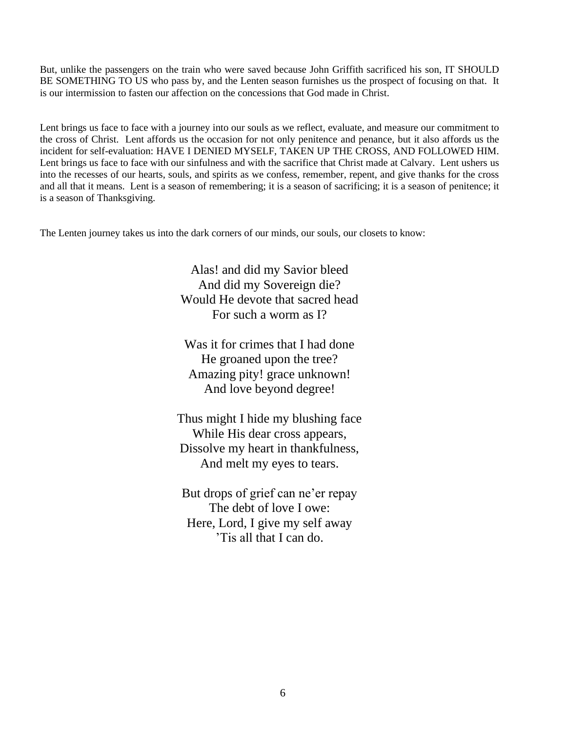But, unlike the passengers on the train who were saved because John Griffith sacrificed his son, IT SHOULD BE SOMETHING TO US who pass by, and the Lenten season furnishes us the prospect of focusing on that. It is our intermission to fasten our affection on the concessions that God made in Christ.

Lent brings us face to face with a journey into our souls as we reflect, evaluate, and measure our commitment to the cross of Christ. Lent affords us the occasion for not only penitence and penance, but it also affords us the incident for self-evaluation: HAVE I DENIED MYSELF, TAKEN UP THE CROSS, AND FOLLOWED HIM. Lent brings us face to face with our sinfulness and with the sacrifice that Christ made at Calvary. Lent ushers us into the recesses of our hearts, souls, and spirits as we confess, remember, repent, and give thanks for the cross and all that it means. Lent is a season of remembering; it is a season of sacrificing; it is a season of penitence; it is a season of Thanksgiving.

The Lenten journey takes us into the dark corners of our minds, our souls, our closets to know:

Alas! and did my Savior bleed  
And did my Sovereign die?  
Would He devote that sacred head  
For such a worm as I?

Was it for crimes that I had done  
He groaned upon the tree?  
Amazing pity! grace unknown!  
And love beyond degree!

Thus might I hide my blushing face  
While His dear cross appears,  
Dissolve my heart in thankfulness,  
And melt my eyes to tears.

But drops of grief can ne'er repay  
The debt of love I owe:  
Here, Lord, I give my self away  
'Tis all that I can do.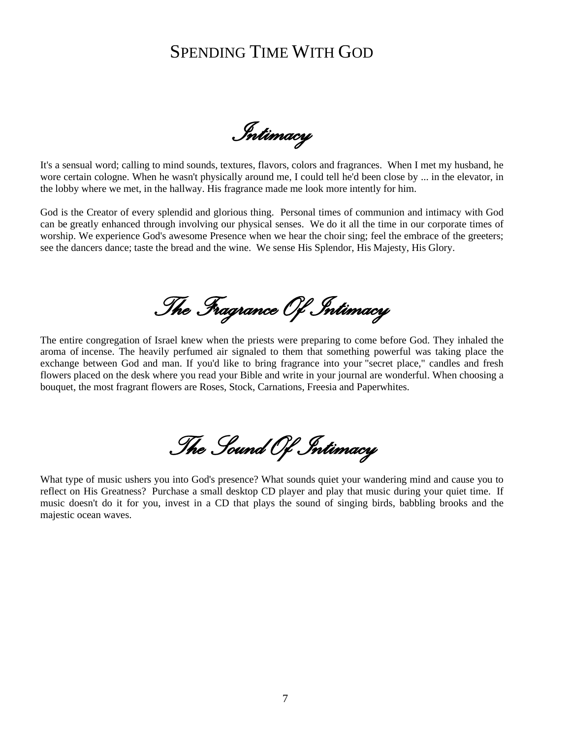# Spending Time With God

## *Intimacy*

It's a sensual word; calling to mind sounds, textures, flavors, colors and fragrances. When I met my husband, he wore certain cologne. When he wasn't physically around me, I could tell he'd been close by ... in the elevator, in the lobby where we met, in the hallway. His fragrance made me look more intently for him.

God is the Creator of every splendid and glorious thing. Personal times of communion and intimacy with God can be greatly enhanced through involving our physical senses. We do it all the time in our corporate times of worship. We experience God's awesome Presence when we hear the choir sing; feel the embrace of the greeters; see the dancers dance; taste the bread and the wine. We sense His Splendor, His Majesty, His Glory.

## *The Fragrance Of Intimacy*

The entire congregation of Israel knew when the priests were preparing to come before God. They inhaled the aroma of incense. The heavily perfumed air signaled to them that something powerful was taking place the exchange between God and man. If you'd like to bring fragrance into your "secret place," candles and fresh flowers placed on the desk where you read your Bible and write in your journal are wonderful. When choosing a bouquet, the most fragrant flowers are Roses, Stock, Carnations, Freesia and Paperwhites.

## *The Sound Of Intimacy*

What type of music ushers you into God's presence? What sounds quiet your wandering mind and cause you to reflect on His Greatness? Purchase a small desktop CD player and play that music during your quiet time. If music doesn't do it for you, invest in a CD that plays the sound of singing birds, babbling brooks and the majestic ocean waves.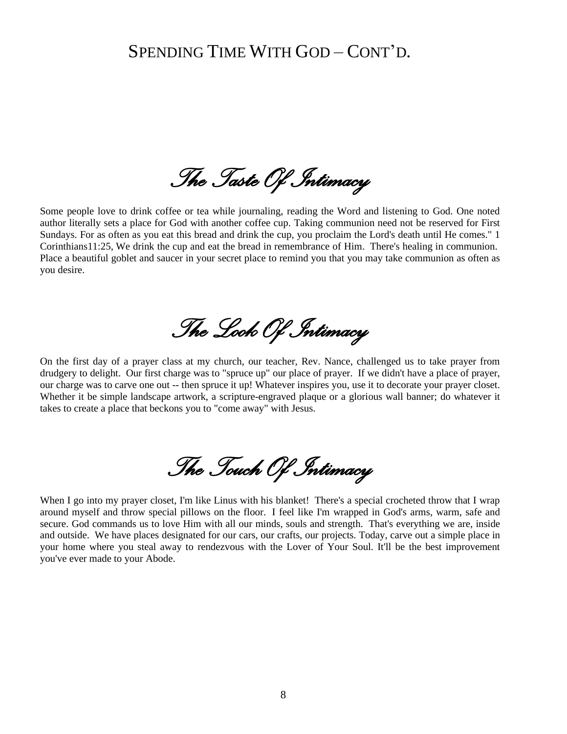# Spending Time With God – Cont'd.

## *The Taste Of Intimacy*

Some people love to drink coffee or tea while journaling, reading the Word and listening to God. One noted author literally sets a place for God with another coffee cup. Taking communion need not be reserved for First Sundays. For as often as you eat this bread and drink the cup, you proclaim the Lord's death until He comes." 1 Corinthians11:25, We drink the cup and eat the bread in remembrance of Him. There's healing in communion. Place a beautiful goblet and saucer in your secret place to remind you that you may take communion as often as you desire.

## *The Look Of Intimacy*

On the first day of a prayer class at my church, our teacher, Rev. Nance, challenged us to take prayer from drudgery to delight. Our first charge was to "spruce up" our place of prayer. If we didn't have a place of prayer, our charge was to carve one out -- then spruce it up! Whatever inspires you, use it to decorate your prayer closet. Whether it be simple landscape artwork, a scripture-engraved plaque or a glorious wall banner; do whatever it takes to create a place that beckons you to "come away" with Jesus.

## *The Touch Of Intimacy*

When I go into my prayer closet, I'm like Linus with his blanket! There's a special crocheted throw that I wrap around myself and throw special pillows on the floor. I feel like I'm wrapped in God's arms, warm, safe and secure. God commands us to love Him with all our minds, souls and strength. That's everything we are, inside and outside. We have places designated for our cars, our crafts, our projects. Today, carve out a simple place in your home where you steal away to rendezvous with the Lover of Your Soul. It'll be the best improvement you've ever made to your Abode.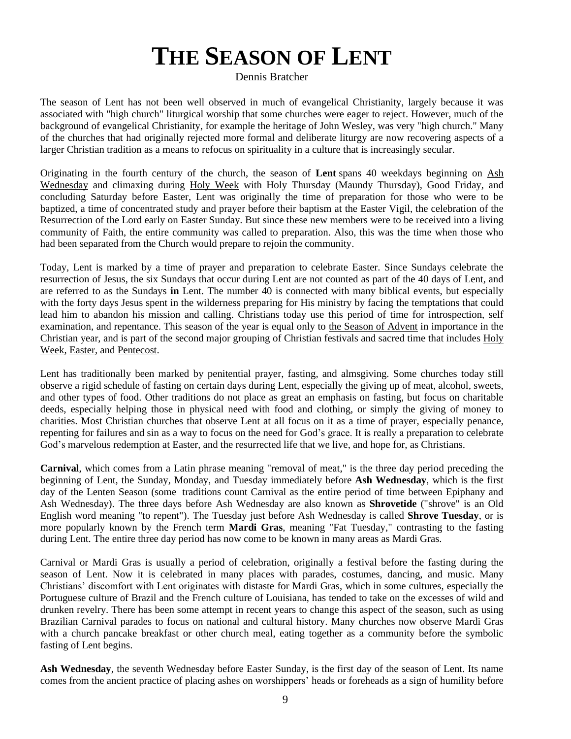# THE SEASON OF LENT

Dennis Bratcher

The season of Lent has not been well observed in much of evangelical Christianity, largely because it was associated with "high church" liturgical worship that some churches were eager to reject. However, much of the background of evangelical Christianity, for example the heritage of John Wesley, was very "high church." Many of the churches that had originally rejected more formal and deliberate liturgy are now recovering aspects of a larger Christian tradition as a means to refocus on spirituality in a culture that is increasingly secular.

Originating in the fourth century of the church, the season of **Lent** spans 40 weekdays beginning on Ash Wednesday and climaxing during Holy Week with Holy Thursday (Maundy Thursday), Good Friday, and concluding Saturday before Easter, Lent was originally the time of preparation for those who were to be baptized, a time of concentrated study and prayer before their baptism at the Easter Vigil, the celebration of the Resurrection of the Lord early on Easter Sunday. But since these new members were to be received into a living community of Faith, the entire community was called to preparation. Also, this was the time when those who had been separated from the Church would prepare to rejoin the community.

Today, Lent is marked by a time of prayer and preparation to celebrate Easter. Since Sundays celebrate the resurrection of Jesus, the six Sundays that occur during Lent are not counted as part of the 40 days of Lent, and are referred to as the Sundays **in** Lent. The number 40 is connected with many biblical events, but especially with the forty days Jesus spent in the wilderness preparing for His ministry by facing the temptations that could lead him to abandon his mission and calling. Christians today use this period of time for introspection, self examination, and repentance. This season of the year is equal only to the Season of Advent in importance in the Christian year, and is part of the second major grouping of Christian festivals and sacred time that includes Holy Week, Easter, and Pentecost.

Lent has traditionally been marked by penitential prayer, fasting, and almsgiving. Some churches today still observe a rigid schedule of fasting on certain days during Lent, especially the giving up of meat, alcohol, sweets, and other types of food. Other traditions do not place as great an emphasis on fasting, but focus on charitable deeds, especially helping those in physical need with food and clothing, or simply the giving of money to charities. Most Christian churches that observe Lent at all focus on it as a time of prayer, especially penance, repenting for failures and sin as a way to focus on the need for God's grace. It is really a preparation to celebrate God's marvelous redemption at Easter, and the resurrected life that we live, and hope for, as Christians.

**Carnival**, which comes from a Latin phrase meaning "removal of meat," is the three day period preceding the beginning of Lent, the Sunday, Monday, and Tuesday immediately before **Ash Wednesday**, which is the first day of the Lenten Season (some traditions count Carnival as the entire period of time between Epiphany and Ash Wednesday). The three days before Ash Wednesday are also known as **Shrovetide** ("shrove" is an Old English word meaning "to repent"). The Tuesday just before Ash Wednesday is called **Shrove Tuesday**, or is more popularly known by the French term **Mardi Gras**, meaning "Fat Tuesday," contrasting to the fasting during Lent. The entire three day period has now come to be known in many areas as Mardi Gras.

Carnival or Mardi Gras is usually a period of celebration, originally a festival before the fasting during the season of Lent. Now it is celebrated in many places with parades, costumes, dancing, and music. Many Christians' discomfort with Lent originates with distaste for Mardi Gras, which in some cultures, especially the Portuguese culture of Brazil and the French culture of Louisiana, has tended to take on the excesses of wild and drunken revelry. There has been some attempt in recent years to change this aspect of the season, such as using Brazilian Carnival parades to focus on national and cultural history. Many churches now observe Mardi Gras with a church pancake breakfast or other church meal, eating together as a community before the symbolic fasting of Lent begins.

**Ash Wednesday**, the seventh Wednesday before Easter Sunday, is the first day of the season of Lent. Its name comes from the ancient practice of placing ashes on worshippers' heads or foreheads as a sign of humility before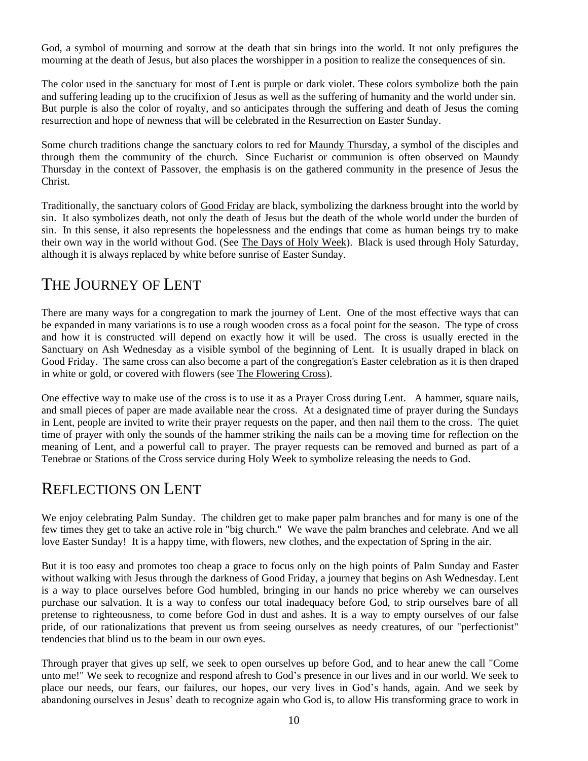God, a symbol of mourning and sorrow at the death that sin brings into the world. It not only prefigures the mourning at the death of Jesus, but also places the worshipper in a position to realize the consequences of sin.

The color used in the sanctuary for most of Lent is purple or dark violet. These colors symbolize both the pain and suffering leading up to the crucifixion of Jesus as well as the suffering of humanity and the world under sin. But purple is also the color of royalty, and so anticipates through the suffering and death of Jesus the coming resurrection and hope of newness that will be celebrated in the Resurrection on Easter Sunday.

Some church traditions change the sanctuary colors to red for Maundy Thursday, a symbol of the disciples and through them the community of the church. Since Eucharist or communion is often observed on Maundy Thursday in the context of Passover, the emphasis is on the gathered community in the presence of Jesus the Christ.

Traditionally, the sanctuary colors of Good Friday are black, symbolizing the darkness brought into the world by sin. It also symbolizes death, not only the death of Jesus but the death of the whole world under the burden of sin. In this sense, it also represents the hopelessness and the endings that come as human beings try to make their own way in the world without God. (See The Days of Holy Week). Black is used through Holy Saturday, although it is always replaced by white before sunrise of Easter Sunday.

## The Journey of Lent

There are many ways for a congregation to mark the journey of Lent. One of the most effective ways that can be expanded in many variations is to use a rough wooden cross as a focal point for the season. The type of cross and how it is constructed will depend on exactly how it will be used. The cross is usually erected in the Sanctuary on Ash Wednesday as a visible symbol of the beginning of Lent. It is usually draped in black on Good Friday. The same cross can also become a part of the congregation's Easter celebration as it is then draped in white or gold, or covered with flowers (see The Flowering Cross).

One effective way to make use of the cross is to use it as a Prayer Cross during Lent. A hammer, square nails, and small pieces of paper are made available near the cross. At a designated time of prayer during the Sundays in Lent, people are invited to write their prayer requests on the paper, and then nail them to the cross. The quiet time of prayer with only the sounds of the hammer striking the nails can be a moving time for reflection on the meaning of Lent, and a powerful call to prayer. The prayer requests can be removed and burned as part of a Tenebrae or Stations of the Cross service during Holy Week to symbolize releasing the needs to God.

## Reflections on Lent

We enjoy celebrating Palm Sunday. The children get to make paper palm branches and for many is one of the few times they get to take an active role in "big church." We wave the palm branches and celebrate. And we all love Easter Sunday! It is a happy time, with flowers, new clothes, and the expectation of Spring in the air.

But it is too easy and promotes too cheap a grace to focus only on the high points of Palm Sunday and Easter without walking with Jesus through the darkness of Good Friday, a journey that begins on Ash Wednesday. Lent is a way to place ourselves before God humbled, bringing in our hands no price whereby we can ourselves purchase our salvation. It is a way to confess our total inadequacy before God, to strip ourselves bare of all pretense to righteousness, to come before God in dust and ashes. It is a way to empty ourselves of our false pride, of our rationalizations that prevent us from seeing ourselves as needy creatures, of our "perfectionist" tendencies that blind us to the beam in our own eyes.

Through prayer that gives up self, we seek to open ourselves up before God, and to hear anew the call "Come unto me!" We seek to recognize and respond afresh to God's presence in our lives and in our world. We seek to place our needs, our fears, our failures, our hopes, our very lives in God's hands, again. And we seek by abandoning ourselves in Jesus' death to recognize again who God is, to allow His transforming grace to work in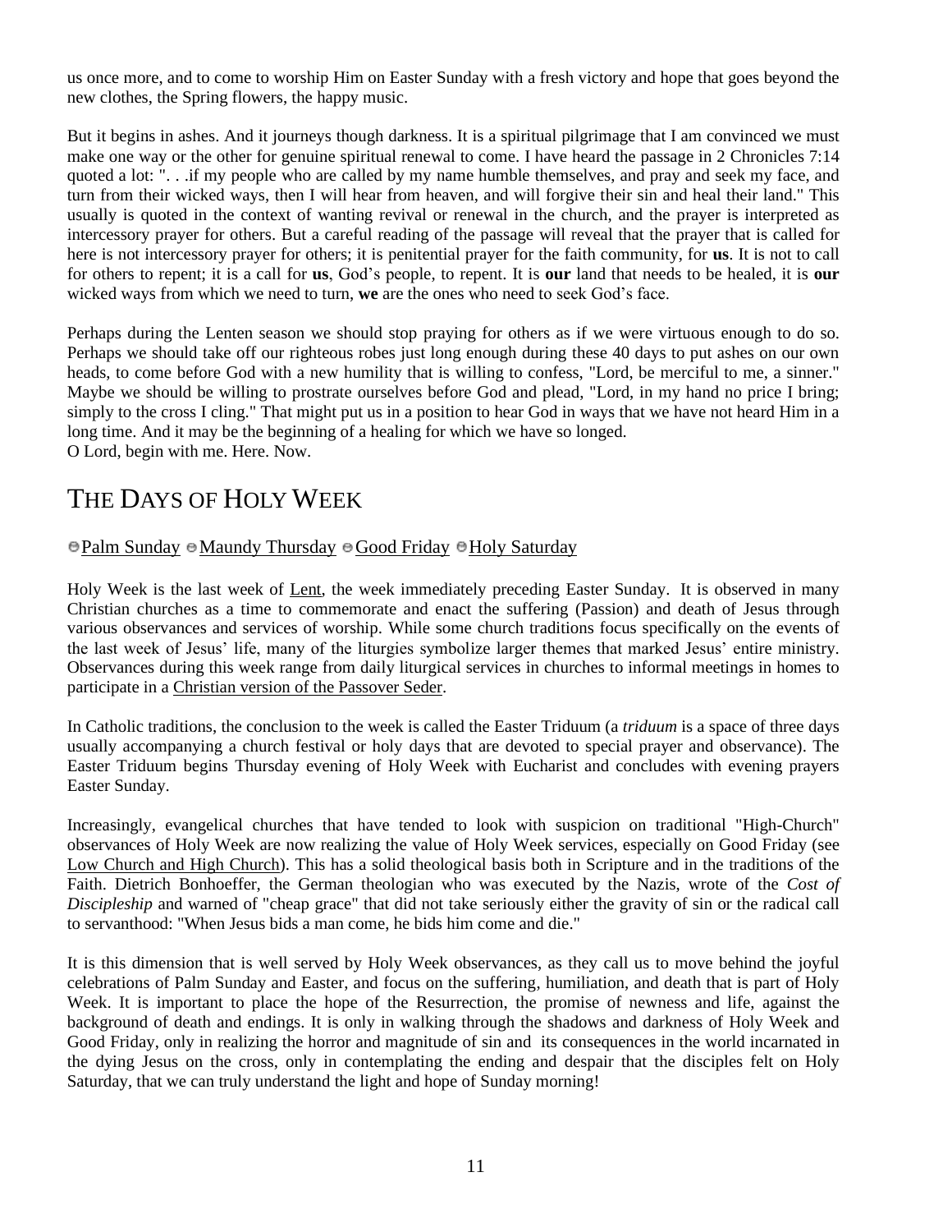us once more, and to come to worship Him on Easter Sunday with a fresh victory and hope that goes beyond the new clothes, the Spring flowers, the happy music.

But it begins in ashes. And it journeys though darkness. It is a spiritual pilgrimage that I am convinced we must make one way or the other for genuine spiritual renewal to come. I have heard the passage in 2 Chronicles 7:14 quoted a lot: ". . .if my people who are called by my name humble themselves, and pray and seek my face, and turn from their wicked ways, then I will hear from heaven, and will forgive their sin and heal their land." This usually is quoted in the context of wanting revival or renewal in the church, and the prayer is interpreted as intercessory prayer for others. But a careful reading of the passage will reveal that the prayer that is called for here is not intercessory prayer for others; it is penitential prayer for the faith community, for **us**. It is not to call for others to repent; it is a call for **us**, God's people, to repent. It is **our** land that needs to be healed, it is **our** wicked ways from which we need to turn, **we** are the ones who need to seek God's face.

Perhaps during the Lenten season we should stop praying for others as if we were virtuous enough to do so. Perhaps we should take off our righteous robes just long enough during these 40 days to put ashes on our own heads, to come before God with a new humility that is willing to confess, "Lord, be merciful to me, a sinner." Maybe we should be willing to prostrate ourselves before God and plead, "Lord, in my hand no price I bring; simply to the cross I cling." That might put us in a position to hear God in ways that we have not heard Him in a long time. And it may be the beginning of a healing for which we have so longed.
O Lord, begin with me. Here. Now.

# THE DAYS OF HOLY WEEK

Palm Sunday · Maundy Thursday · Good Friday · Holy Saturday

Holy Week is the last week of Lent, the week immediately preceding Easter Sunday. It is observed in many Christian churches as a time to commemorate and enact the suffering (Passion) and death of Jesus through various observances and services of worship. While some church traditions focus specifically on the events of the last week of Jesus' life, many of the liturgies symbolize larger themes that marked Jesus' entire ministry. Observances during this week range from daily liturgical services in churches to informal meetings in homes to participate in a Christian version of the Passover Seder.

In Catholic traditions, the conclusion to the week is called the Easter Triduum (a *triduum* is a space of three days usually accompanying a church festival or holy days that are devoted to special prayer and observance). The Easter Triduum begins Thursday evening of Holy Week with Eucharist and concludes with evening prayers Easter Sunday.

Increasingly, evangelical churches that have tended to look with suspicion on traditional "High-Church" observances of Holy Week are now realizing the value of Holy Week services, especially on Good Friday (see Low Church and High Church). This has a solid theological basis both in Scripture and in the traditions of the Faith. Dietrich Bonhoeffer, the German theologian who was executed by the Nazis, wrote of the *Cost of Discipleship* and warned of "cheap grace" that did not take seriously either the gravity of sin or the radical call to servanthood: "When Jesus bids a man come, he bids him come and die."

It is this dimension that is well served by Holy Week observances, as they call us to move behind the joyful celebrations of Palm Sunday and Easter, and focus on the suffering, humiliation, and death that is part of Holy Week. It is important to place the hope of the Resurrection, the promise of newness and life, against the background of death and endings. It is only in walking through the shadows and darkness of Holy Week and Good Friday, only in realizing the horror and magnitude of sin and its consequences in the world incarnated in the dying Jesus on the cross, only in contemplating the ending and despair that the disciples felt on Holy Saturday, that we can truly understand the light and hope of Sunday morning!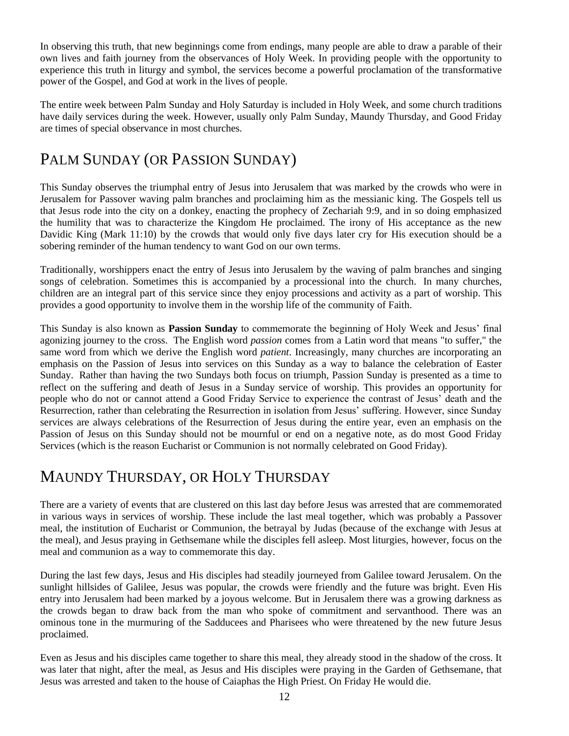In observing this truth, that new beginnings come from endings, many people are able to draw a parable of their own lives and faith journey from the observances of Holy Week. In providing people with the opportunity to experience this truth in liturgy and symbol, the services become a powerful proclamation of the transformative power of the Gospel, and God at work in the lives of people.

The entire week between Palm Sunday and Holy Saturday is included in Holy Week, and some church traditions have daily services during the week. However, usually only Palm Sunday, Maundy Thursday, and Good Friday are times of special observance in most churches.

## PALM SUNDAY (OR PASSION SUNDAY)

This Sunday observes the triumphal entry of Jesus into Jerusalem that was marked by the crowds who were in Jerusalem for Passover waving palm branches and proclaiming him as the messianic king. The Gospels tell us that Jesus rode into the city on a donkey, enacting the prophecy of Zechariah 9:9, and in so doing emphasized the humility that was to characterize the Kingdom He proclaimed. The irony of His acceptance as the new Davidic King (Mark 11:10) by the crowds that would only five days later cry for His execution should be a sobering reminder of the human tendency to want God on our own terms.

Traditionally, worshippers enact the entry of Jesus into Jerusalem by the waving of palm branches and singing songs of celebration. Sometimes this is accompanied by a processional into the church. In many churches, children are an integral part of this service since they enjoy processions and activity as a part of worship. This provides a good opportunity to involve them in the worship life of the community of Faith.

This Sunday is also known as **Passion Sunday** to commemorate the beginning of Holy Week and Jesus' final agonizing journey to the cross. The English word *passion* comes from a Latin word that means "to suffer," the same word from which we derive the English word *patient*. Increasingly, many churches are incorporating an emphasis on the Passion of Jesus into services on this Sunday as a way to balance the celebration of Easter Sunday. Rather than having the two Sundays both focus on triumph, Passion Sunday is presented as a time to reflect on the suffering and death of Jesus in a Sunday service of worship. This provides an opportunity for people who do not or cannot attend a Good Friday Service to experience the contrast of Jesus' death and the Resurrection, rather than celebrating the Resurrection in isolation from Jesus' suffering. However, since Sunday services are always celebrations of the Resurrection of Jesus during the entire year, even an emphasis on the Passion of Jesus on this Sunday should not be mournful or end on a negative note, as do most Good Friday Services (which is the reason Eucharist or Communion is not normally celebrated on Good Friday).

## MAUNDY THURSDAY, OR HOLY THURSDAY

There are a variety of events that are clustered on this last day before Jesus was arrested that are commemorated in various ways in services of worship. These include the last meal together, which was probably a Passover meal, the institution of Eucharist or Communion, the betrayal by Judas (because of the exchange with Jesus at the meal), and Jesus praying in Gethsemane while the disciples fell asleep. Most liturgies, however, focus on the meal and communion as a way to commemorate this day.

During the last few days, Jesus and His disciples had steadily journeyed from Galilee toward Jerusalem. On the sunlight hillsides of Galilee, Jesus was popular, the crowds were friendly and the future was bright. Even His entry into Jerusalem had been marked by a joyous welcome. But in Jerusalem there was a growing darkness as the crowds began to draw back from the man who spoke of commitment and servanthood. There was an ominous tone in the murmuring of the Sadducees and Pharisees who were threatened by the new future Jesus proclaimed.

Even as Jesus and his disciples came together to share this meal, they already stood in the shadow of the cross. It was later that night, after the meal, as Jesus and His disciples were praying in the Garden of Gethsemane, that Jesus was arrested and taken to the house of Caiaphas the High Priest. On Friday He would die.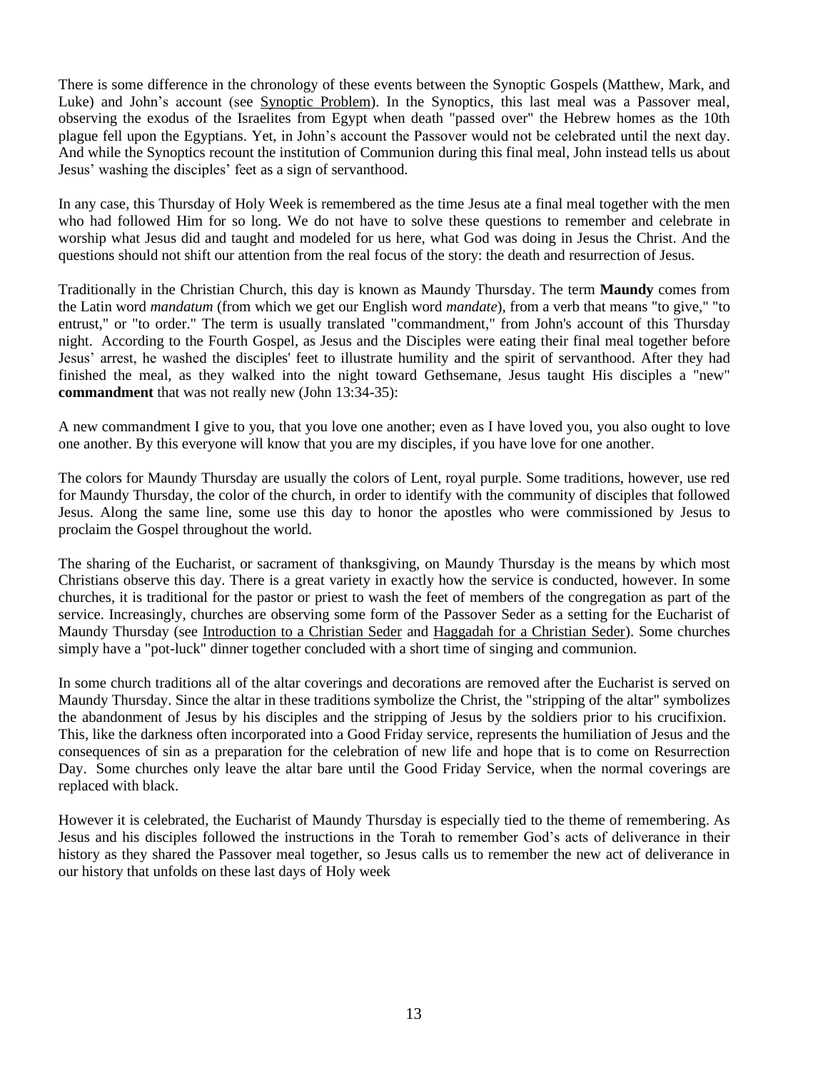There is some difference in the chronology of these events between the Synoptic Gospels (Matthew, Mark, and Luke) and John's account (see Synoptic Problem). In the Synoptics, this last meal was a Passover meal, observing the exodus of the Israelites from Egypt when death "passed over" the Hebrew homes as the 10th plague fell upon the Egyptians. Yet, in John's account the Passover would not be celebrated until the next day. And while the Synoptics recount the institution of Communion during this final meal, John instead tells us about Jesus' washing the disciples' feet as a sign of servanthood.

In any case, this Thursday of Holy Week is remembered as the time Jesus ate a final meal together with the men who had followed Him for so long. We do not have to solve these questions to remember and celebrate in worship what Jesus did and taught and modeled for us here, what God was doing in Jesus the Christ. And the questions should not shift our attention from the real focus of the story: the death and resurrection of Jesus.

Traditionally in the Christian Church, this day is known as Maundy Thursday. The term **Maundy** comes from the Latin word *mandatum* (from which we get our English word *mandate*), from a verb that means "to give," "to entrust," or "to order." The term is usually translated "commandment," from John's account of this Thursday night. According to the Fourth Gospel, as Jesus and the Disciples were eating their final meal together before Jesus' arrest, he washed the disciples' feet to illustrate humility and the spirit of servanthood. After they had finished the meal, as they walked into the night toward Gethsemane, Jesus taught His disciples a "new" **commandment** that was not really new (John 13:34-35):

A new commandment I give to you, that you love one another; even as I have loved you, you also ought to love one another. By this everyone will know that you are my disciples, if you have love for one another.

The colors for Maundy Thursday are usually the colors of Lent, royal purple. Some traditions, however, use red for Maundy Thursday, the color of the church, in order to identify with the community of disciples that followed Jesus. Along the same line, some use this day to honor the apostles who were commissioned by Jesus to proclaim the Gospel throughout the world.

The sharing of the Eucharist, or sacrament of thanksgiving, on Maundy Thursday is the means by which most Christians observe this day. There is a great variety in exactly how the service is conducted, however. In some churches, it is traditional for the pastor or priest to wash the feet of members of the congregation as part of the service. Increasingly, churches are observing some form of the Passover Seder as a setting for the Eucharist of Maundy Thursday (see Introduction to a Christian Seder and Haggadah for a Christian Seder). Some churches simply have a "pot-luck" dinner together concluded with a short time of singing and communion.

In some church traditions all of the altar coverings and decorations are removed after the Eucharist is served on Maundy Thursday. Since the altar in these traditions symbolize the Christ, the "stripping of the altar" symbolizes the abandonment of Jesus by his disciples and the stripping of Jesus by the soldiers prior to his crucifixion. This, like the darkness often incorporated into a Good Friday service, represents the humiliation of Jesus and the consequences of sin as a preparation for the celebration of new life and hope that is to come on Resurrection Day. Some churches only leave the altar bare until the Good Friday Service, when the normal coverings are replaced with black.

However it is celebrated, the Eucharist of Maundy Thursday is especially tied to the theme of remembering. As Jesus and his disciples followed the instructions in the Torah to remember God's acts of deliverance in their history as they shared the Passover meal together, so Jesus calls us to remember the new act of deliverance in our history that unfolds on these last days of Holy week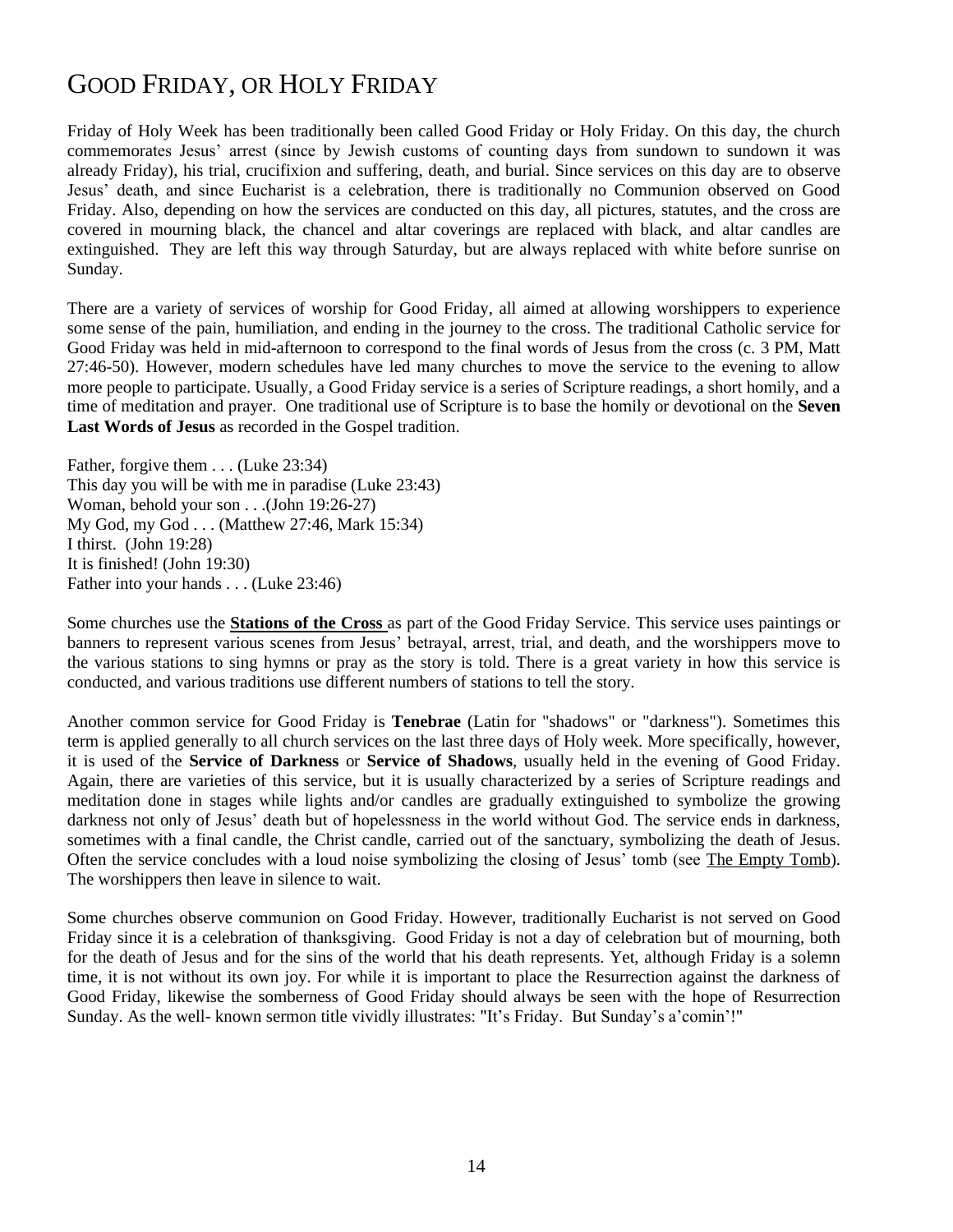# GOOD FRIDAY, OR HOLY FRIDAY

Friday of Holy Week has been traditionally been called Good Friday or Holy Friday. On this day, the church commemorates Jesus' arrest (since by Jewish customs of counting days from sundown to sundown it was already Friday), his trial, crucifixion and suffering, death, and burial. Since services on this day are to observe Jesus' death, and since Eucharist is a celebration, there is traditionally no Communion observed on Good Friday. Also, depending on how the services are conducted on this day, all pictures, statutes, and the cross are covered in mourning black, the chancel and altar coverings are replaced with black, and altar candles are extinguished. They are left this way through Saturday, but are always replaced with white before sunrise on Sunday.

There are a variety of services of worship for Good Friday, all aimed at allowing worshippers to experience some sense of the pain, humiliation, and ending in the journey to the cross. The traditional Catholic service for Good Friday was held in mid-afternoon to correspond to the final words of Jesus from the cross (c. 3 PM, Matt 27:46-50). However, modern schedules have led many churches to move the service to the evening to allow more people to participate. Usually, a Good Friday service is a series of Scripture readings, a short homily, and a time of meditation and prayer. One traditional use of Scripture is to base the homily or devotional on the **Seven Last Words of Jesus** as recorded in the Gospel tradition.

Father, forgive them . . . (Luke 23:34)
This day you will be with me in paradise (Luke 23:43)
Woman, behold your son . . .(John 19:26-27)
My God, my God . . . (Matthew 27:46, Mark 15:34)
I thirst. (John 19:28)
It is finished! (John 19:30)
Father into your hands . . . (Luke 23:46)

Some churches use the **Stations of the Cross** as part of the Good Friday Service. This service uses paintings or banners to represent various scenes from Jesus' betrayal, arrest, trial, and death, and the worshippers move to the various stations to sing hymns or pray as the story is told. There is a great variety in how this service is conducted, and various traditions use different numbers of stations to tell the story.

Another common service for Good Friday is **Tenebrae** (Latin for "shadows" or "darkness"). Sometimes this term is applied generally to all church services on the last three days of Holy week. More specifically, however, it is used of the **Service of Darkness** or **Service of Shadows**, usually held in the evening of Good Friday. Again, there are varieties of this service, but it is usually characterized by a series of Scripture readings and meditation done in stages while lights and/or candles are gradually extinguished to symbolize the growing darkness not only of Jesus' death but of hopelessness in the world without God. The service ends in darkness, sometimes with a final candle, the Christ candle, carried out of the sanctuary, symbolizing the death of Jesus. Often the service concludes with a loud noise symbolizing the closing of Jesus' tomb (see The Empty Tomb). The worshippers then leave in silence to wait.

Some churches observe communion on Good Friday. However, traditionally Eucharist is not served on Good Friday since it is a celebration of thanksgiving. Good Friday is not a day of celebration but of mourning, both for the death of Jesus and for the sins of the world that his death represents. Yet, although Friday is a solemn time, it is not without its own joy. For while it is important to place the Resurrection against the darkness of Good Friday, likewise the somberness of Good Friday should always be seen with the hope of Resurrection Sunday. As the well- known sermon title vividly illustrates: "It's Friday. But Sunday's a'comin'!"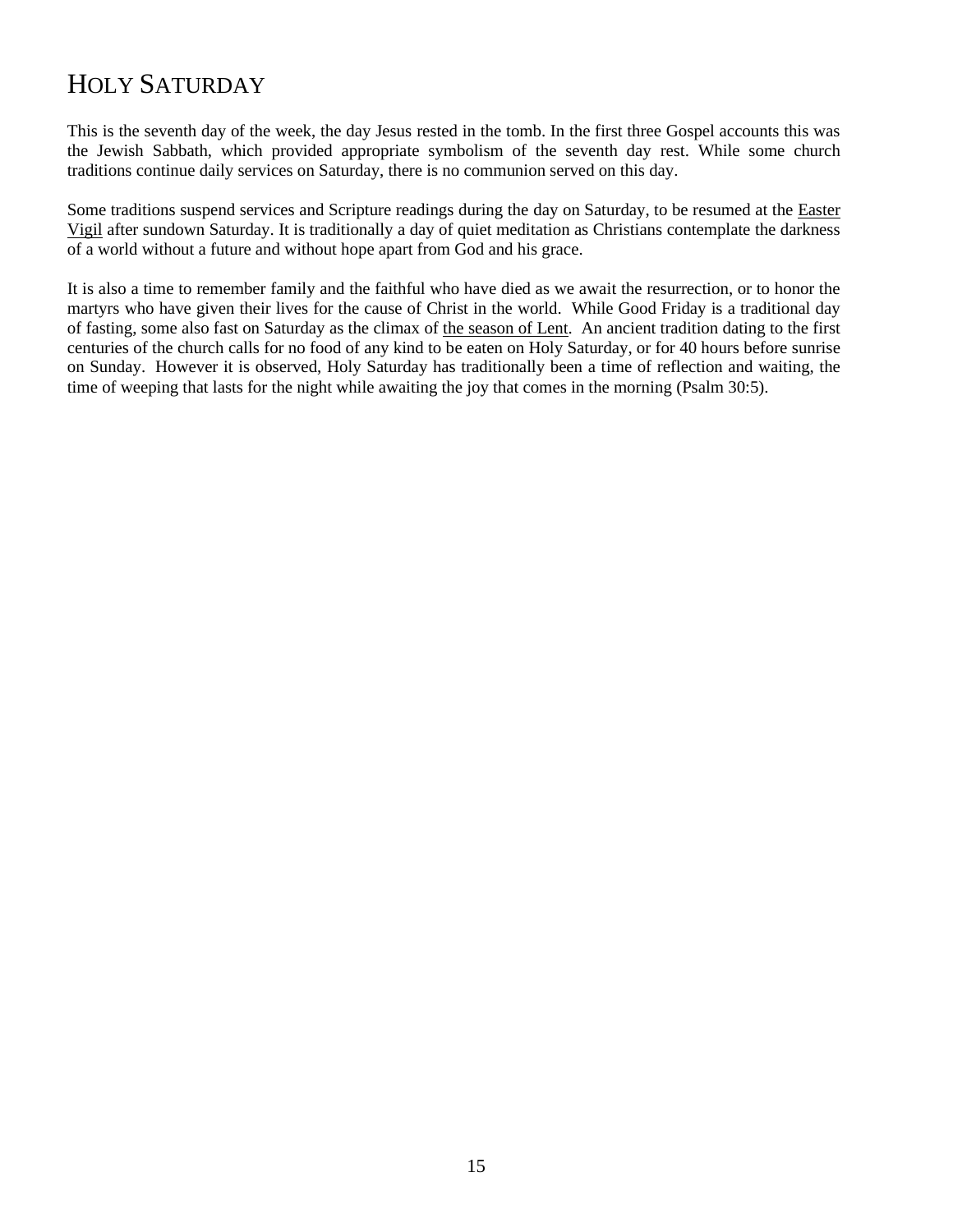# Holy Saturday

This is the seventh day of the week, the day Jesus rested in the tomb. In the first three Gospel accounts this was the Jewish Sabbath, which provided appropriate symbolism of the seventh day rest. While some church traditions continue daily services on Saturday, there is no communion served on this day.

Some traditions suspend services and Scripture readings during the day on Saturday, to be resumed at the Easter Vigil after sundown Saturday. It is traditionally a day of quiet meditation as Christians contemplate the darkness of a world without a future and without hope apart from God and his grace.

It is also a time to remember family and the faithful who have died as we await the resurrection, or to honor the martyrs who have given their lives for the cause of Christ in the world. While Good Friday is a traditional day of fasting, some also fast on Saturday as the climax of the season of Lent. An ancient tradition dating to the first centuries of the church calls for no food of any kind to be eaten on Holy Saturday, or for 40 hours before sunrise on Sunday. However it is observed, Holy Saturday has traditionally been a time of reflection and waiting, the time of weeping that lasts for the night while awaiting the joy that comes in the morning (Psalm 30:5).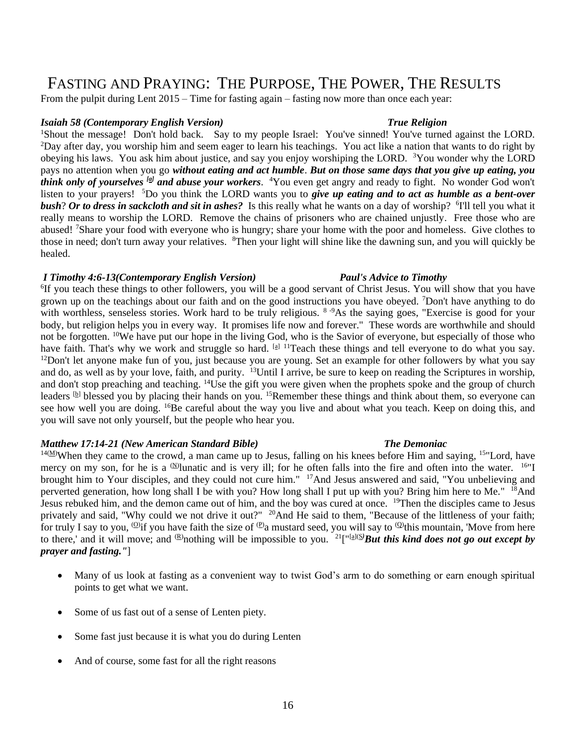# Fasting and Praying: The Purpose, The Power, The Results

From the pulpit during Lent 2015 – Time for fasting again – fasting now more than once each year:

***Isaiah 58 (Contemporary English Version)*** ***True Religion***

[1]Shout the message! Don't hold back. Say to my people Israel: You've sinned! You've turned against the LORD. [2]Day after day, you worship him and seem eager to learn his teachings. You act like a nation that wants to do right by obeying his laws. You ask him about justice, and say you enjoy worshiping the LORD. [3]You wonder why the LORD pays no attention when you go ***without eating and act humble***. ***But on those same days that you give up eating, you think only of yourselves [a] and abuse your workers***. [4]You even get angry and ready to fight. No wonder God won't listen to your prayers! [5]Do you think the LORD wants you to ***give up eating and to act as humble as a bent-over bush***? ***Or to dress in sackcloth and sit in ashes?*** Is this really what he wants on a day of worship? [6]I'll tell you what it really means to worship the LORD. Remove the chains of prisoners who are chained unjustly. Free those who are abused! [7]Share your food with everyone who is hungry; share your home with the poor and homeless. Give clothes to those in need; don't turn away your relatives. [8]Then your light will shine like the dawning sun, and you will quickly be healed.

***I Timothy 4:6-13(Contemporary English Version)*** ***Paul's Advice to Timothy***

[6]If you teach these things to other followers, you will be a good servant of Christ Jesus. You will show that you have grown up on the teachings about our faith and on the good instructions you have obeyed. [7]Don't have anything to do with worthless, senseless stories. Work hard to be truly religious. [8-9]As the saying goes, "Exercise is good for your body, but religion helps you in every way. It promises life now and forever." These words are worthwhile and should not be forgotten. [10]We have put our hope in the living God, who is the Savior of everyone, but especially of those who have faith. That's why we work and struggle so hard. [a] [11]Teach these things and tell everyone to do what you say. [12]Don't let anyone make fun of you, just because you are young. Set an example for other followers by what you say and do, as well as by your love, faith, and purity. [13]Until I arrive, be sure to keep on reading the Scriptures in worship, and don't stop preaching and teaching. [14]Use the gift you were given when the prophets spoke and the group of church leaders [b] blessed you by placing their hands on you. [15]Remember these things and think about them, so everyone can see how well you are doing. [16]Be careful about the way you live and about what you teach. Keep on doing this, and you will save not only yourself, but the people who hear you.

***Matthew 17:14-21 (New American Standard Bible)*** ***The Demoniac***

[14][(M)]When they came to the crowd, a man came up to Jesus, falling on his knees before Him and saying, [15]"Lord, have mercy on my son, for he is a [(N)]lunatic and is very ill; for he often falls into the fire and often into the water. [16]"I brought him to Your disciples, and they could not cure him." [17]And Jesus answered and said, "You unbelieving and perverted generation, how long shall I be with you? How long shall I put up with you? Bring him here to Me." [18]And Jesus rebuked him, and the demon came out of him, and the boy was cured at once. [19]Then the disciples came to Jesus privately and said, "Why could we not drive it out?" [20]And He said to them, "Because of the littleness of your faith; for truly I say to you, [(O)]if you have faith the size of [(P)]a mustard seed, you will say to [(Q)]this mountain, 'Move from here to there,' and it will move; and [(R)]nothing will be impossible to you. [21]["[a][(S)]***But this kind does not go out except by prayer and fasting."***]

- Many of us look at fasting as a convenient way to twist God's arm to do something or earn enough spiritual points to get what we want.
- Some of us fast out of a sense of Lenten piety.
- Some fast just because it is what you do during Lenten
- And of course, some fast for all the right reasons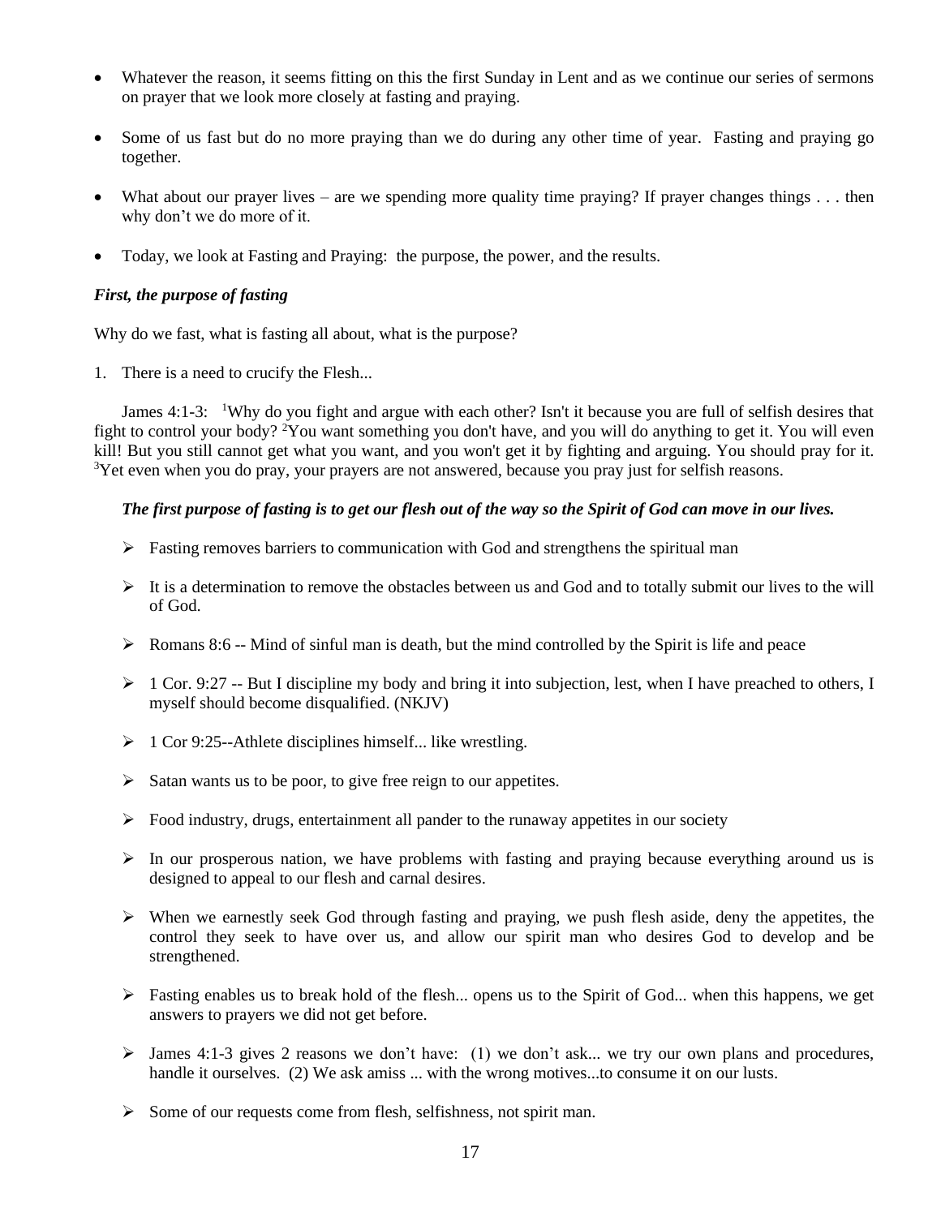- Whatever the reason, it seems fitting on this the first Sunday in Lent and as we continue our series of sermons on prayer that we look more closely at fasting and praying.

- Some of us fast but do no more praying than we do during any other time of year. Fasting and praying go together.

- What about our prayer lives – are we spending more quality time praying? If prayer changes things . . . then why don't we do more of it.

- Today, we look at Fasting and Praying: the purpose, the power, and the results.

***First, the purpose of fasting***

Why do we fast, what is fasting all about, what is the purpose?

1. There is a need to crucify the Flesh...

James 4:1-3: [1]Why do you fight and argue with each other? Isn't it because you are full of selfish desires that fight to control your body? [2]You want something you don't have, and you will do anything to get it. You will even kill! But you still cannot get what you want, and you won't get it by fighting and arguing. You should pray for it. [3]Yet even when you do pray, your prayers are not answered, because you pray just for selfish reasons.

***The first purpose of fasting is to get our flesh out of the way so the Spirit of God can move in our lives.***

- Fasting removes barriers to communication with God and strengthens the spiritual man

- It is a determination to remove the obstacles between us and God and to totally submit our lives to the will of God.

- Romans 8:6 -- Mind of sinful man is death, but the mind controlled by the Spirit is life and peace

- 1 Cor. 9:27 -- But I discipline my body and bring it into subjection, lest, when I have preached to others, I myself should become disqualified. (NKJV)

- 1 Cor 9:25--Athlete disciplines himself... like wrestling.

- Satan wants us to be poor, to give free reign to our appetites.

- Food industry, drugs, entertainment all pander to the runaway appetites in our society

- In our prosperous nation, we have problems with fasting and praying because everything around us is designed to appeal to our flesh and carnal desires.

- When we earnestly seek God through fasting and praying, we push flesh aside, deny the appetites, the control they seek to have over us, and allow our spirit man who desires God to develop and be strengthened.

- Fasting enables us to break hold of the flesh... opens us to the Spirit of God... when this happens, we get answers to prayers we did not get before.

- James 4:1-3 gives 2 reasons we don't have: (1) we don't ask... we try our own plans and procedures, handle it ourselves. (2) We ask amiss ... with the wrong motives...to consume it on our lusts.

- Some of our requests come from flesh, selfishness, not spirit man.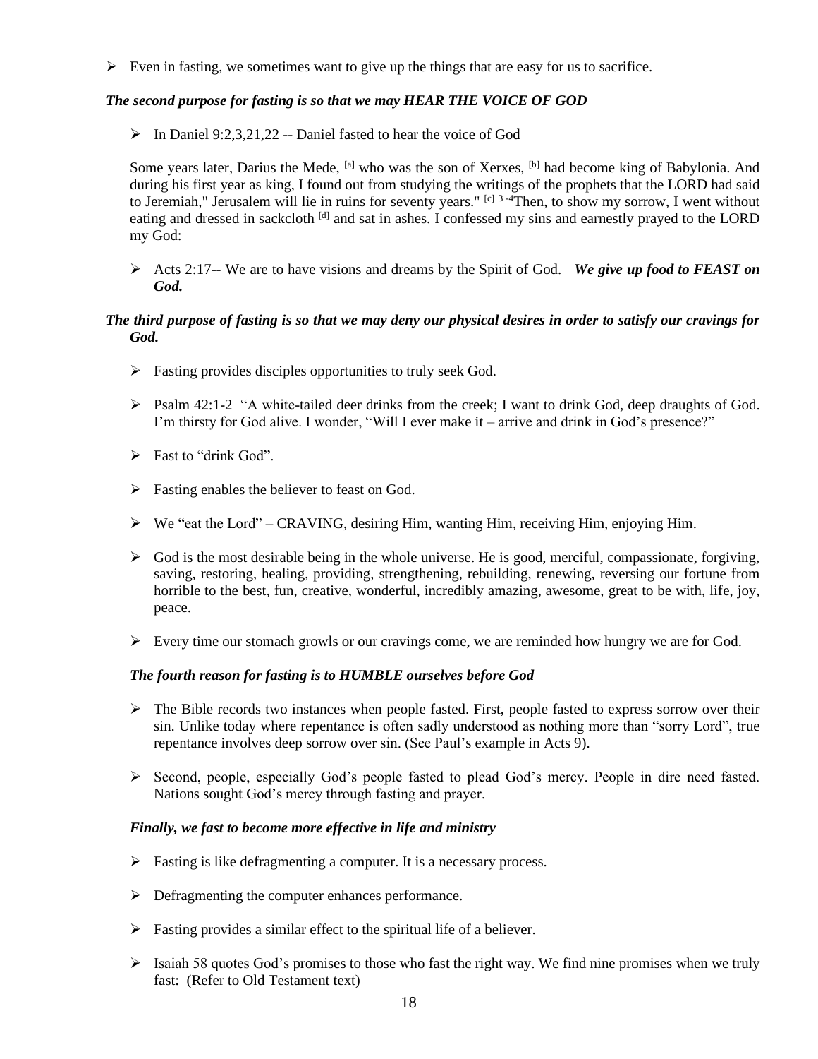- Even in fasting, we sometimes want to give up the things that are easy for us to sacrifice.

***The second purpose for fasting is so that we may HEAR THE VOICE OF GOD***

- In Daniel 9:2,3,21,22 -- Daniel fasted to hear the voice of God

Some years later, Darius the Mede, [a] who was the son of Xerxes, [b] had become king of Babylonia. And during his first year as king, I found out from studying the writings of the prophets that the LORD had said to Jeremiah," Jerusalem will lie in ruins for seventy years." [c] 3 -4Then, to show my sorrow, I went without eating and dressed in sackcloth [d] and sat in ashes. I confessed my sins and earnestly prayed to the LORD my God:

- Acts 2:17-- We are to have visions and dreams by the Spirit of God. ***We give up food to FEAST on God.***

***The third purpose of fasting is so that we may deny our physical desires in order to satisfy our cravings for God.***

- Fasting provides disciples opportunities to truly seek God.
- Psalm 42:1-2 "A white-tailed deer drinks from the creek; I want to drink God, deep draughts of God. I'm thirsty for God alive. I wonder, "Will I ever make it – arrive and drink in God's presence?"
- Fast to "drink God".
- Fasting enables the believer to feast on God.
- We "eat the Lord" – CRAVING, desiring Him, wanting Him, receiving Him, enjoying Him.
- God is the most desirable being in the whole universe. He is good, merciful, compassionate, forgiving, saving, restoring, healing, providing, strengthening, rebuilding, renewing, reversing our fortune from horrible to the best, fun, creative, wonderful, incredibly amazing, awesome, great to be with, life, joy, peace.
- Every time our stomach growls or our cravings come, we are reminded how hungry we are for God.

***The fourth reason for fasting is to HUMBLE ourselves before God***

- The Bible records two instances when people fasted. First, people fasted to express sorrow over their sin. Unlike today where repentance is often sadly understood as nothing more than "sorry Lord", true repentance involves deep sorrow over sin. (See Paul's example in Acts 9).
- Second, people, especially God's people fasted to plead God's mercy. People in dire need fasted. Nations sought God's mercy through fasting and prayer.

***Finally, we fast to become more effective in life and ministry***

- Fasting is like defragmenting a computer. It is a necessary process.
- Defragmenting the computer enhances performance.
- Fasting provides a similar effect to the spiritual life of a believer.
- Isaiah 58 quotes God's promises to those who fast the right way. We find nine promises when we truly fast: (Refer to Old Testament text)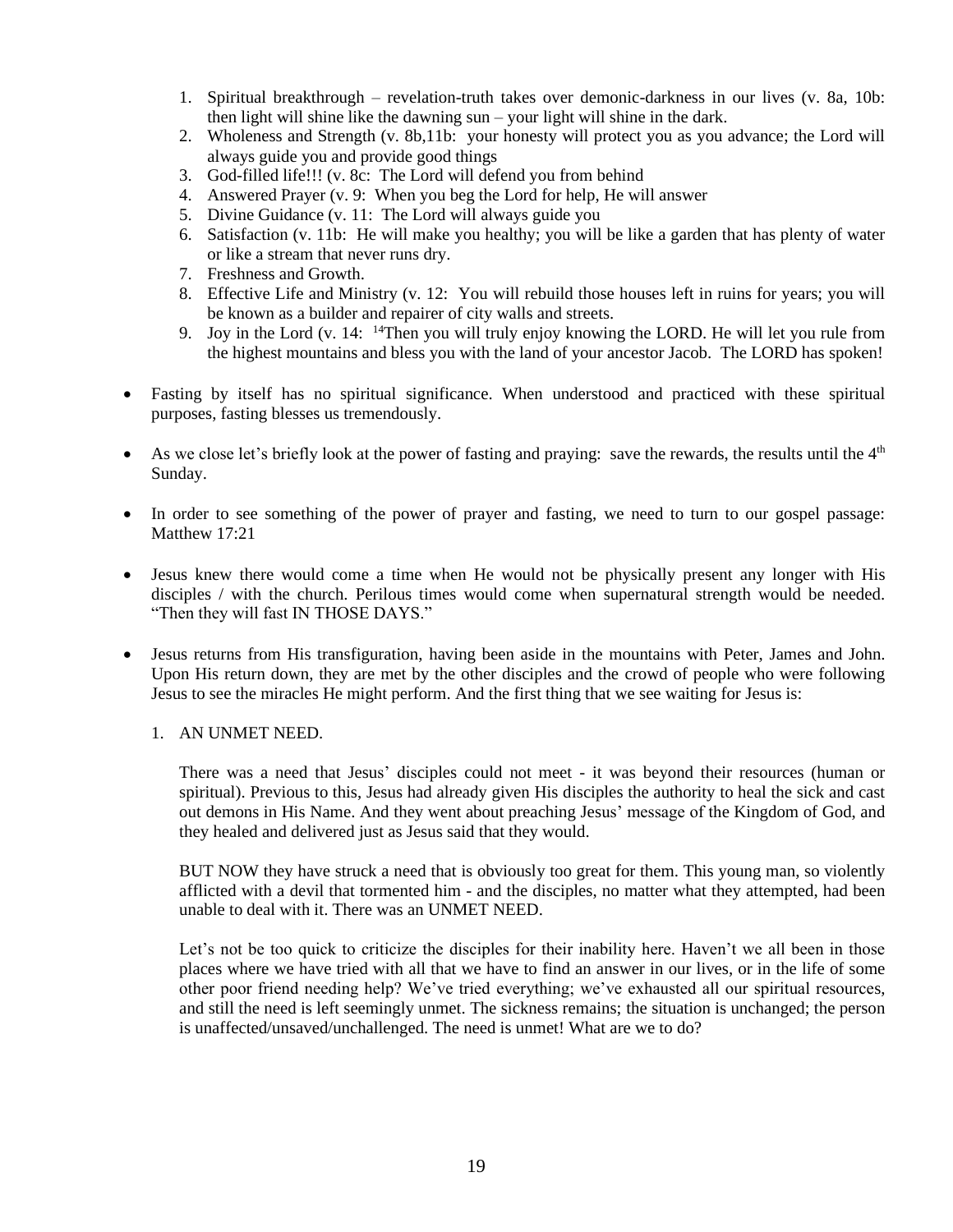1. Spiritual breakthrough – revelation-truth takes over demonic-darkness in our lives (v. 8a, 10b: then light will shine like the dawning sun – your light will shine in the dark.
2. Wholeness and Strength (v. 8b,11b: your honesty will protect you as you advance; the Lord will always guide you and provide good things
3. God-filled life!!! (v. 8c: The Lord will defend you from behind
4. Answered Prayer (v. 9: When you beg the Lord for help, He will answer
5. Divine Guidance (v. 11: The Lord will always guide you
6. Satisfaction (v. 11b: He will make you healthy; you will be like a garden that has plenty of water or like a stream that never runs dry.
7. Freshness and Growth.
8. Effective Life and Ministry (v. 12: You will rebuild those houses left in ruins for years; you will be known as a builder and repairer of city walls and streets.
9. Joy in the Lord (v. 14: [14]Then you will truly enjoy knowing the LORD. He will let you rule from the highest mountains and bless you with the land of your ancestor Jacob. The LORD has spoken!

- Fasting by itself has no spiritual significance. When understood and practiced with these spiritual purposes, fasting blesses us tremendously.

- As we close let's briefly look at the power of fasting and praying: save the rewards, the results until the 4th Sunday.

- In order to see something of the power of prayer and fasting, we need to turn to our gospel passage: Matthew 17:21

- Jesus knew there would come a time when He would not be physically present any longer with His disciples / with the church. Perilous times would come when supernatural strength would be needed. "Then they will fast IN THOSE DAYS."

- Jesus returns from His transfiguration, having been aside in the mountains with Peter, James and John. Upon His return down, they are met by the other disciples and the crowd of people who were following Jesus to see the miracles He might perform. And the first thing that we see waiting for Jesus is:

  1. AN UNMET NEED.

     There was a need that Jesus' disciples could not meet - it was beyond their resources (human or spiritual). Previous to this, Jesus had already given His disciples the authority to heal the sick and cast out demons in His Name. And they went about preaching Jesus' message of the Kingdom of God, and they healed and delivered just as Jesus said that they would.

     BUT NOW they have struck a need that is obviously too great for them. This young man, so violently afflicted with a devil that tormented him - and the disciples, no matter what they attempted, had been unable to deal with it. There was an UNMET NEED.

     Let's not be too quick to criticize the disciples for their inability here. Haven't we all been in those places where we have tried with all that we have to find an answer in our lives, or in the life of some other poor friend needing help? We've tried everything; we've exhausted all our spiritual resources, and still the need is left seemingly unmet. The sickness remains; the situation is unchanged; the person is unaffected/unsaved/unchallenged. The need is unmet! What are we to do?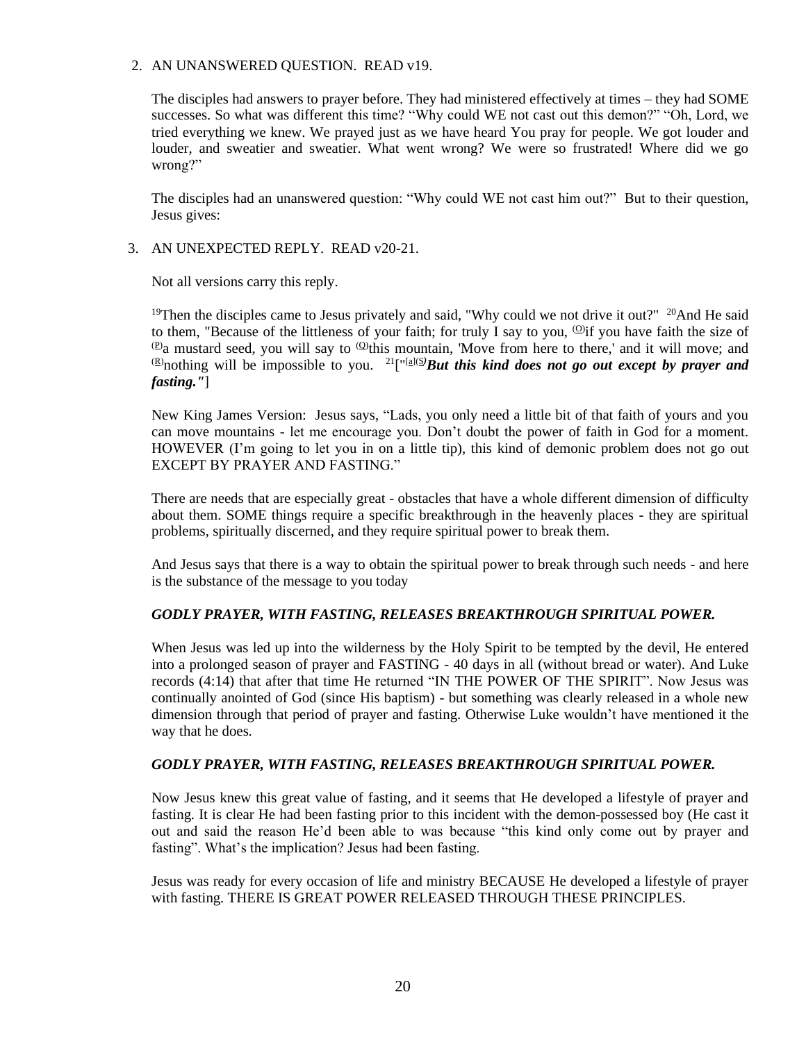2. AN UNANSWERED QUESTION.  READ v19.

   The disciples had answers to prayer before. They had ministered effectively at times – they had SOME successes. So what was different this time? "Why could WE not cast out this demon?" "Oh, Lord, we tried everything we knew. We prayed just as we have heard You pray for people. We got louder and louder, and sweatier and sweatier. What went wrong? We were so frustrated! Where did we go wrong?"

   The disciples had an unanswered question: "Why could WE not cast him out?"  But to their question, Jesus gives:

3. AN UNEXPECTED REPLY.  READ v20-21.

   Not all versions carry this reply.

   [19]Then the disciples came to Jesus privately and said, "Why could we not drive it out?"  [20]And He said to them, "Because of the littleness of your faith; for truly I say to you, [O]if you have faith the size of [P]a mustard seed, you will say to [Q]this mountain, 'Move from here to there,' and it will move; and [R]nothing will be impossible to you.  [21]["[a][S]***But this kind does not go out except by prayer and fasting."***]

   New King James Version:  Jesus says, "Lads, you only need a little bit of that faith of yours and you can move mountains - let me encourage you. Don't doubt the power of faith in God for a moment. HOWEVER (I'm going to let you in on a little tip), this kind of demonic problem does not go out EXCEPT BY PRAYER AND FASTING."

   There are needs that are especially great - obstacles that have a whole different dimension of difficulty about them. SOME things require a specific breakthrough in the heavenly places - they are spiritual problems, spiritually discerned, and they require spiritual power to break them.

   And Jesus says that there is a way to obtain the spiritual power to break through such needs - and here is the substance of the message to you today

   ***GODLY PRAYER, WITH FASTING, RELEASES BREAKTHROUGH SPIRITUAL POWER.***

   When Jesus was led up into the wilderness by the Holy Spirit to be tempted by the devil, He entered into a prolonged season of prayer and FASTING - 40 days in all (without bread or water). And Luke records (4:14) that after that time He returned "IN THE POWER OF THE SPIRIT". Now Jesus was continually anointed of God (since His baptism) - but something was clearly released in a whole new dimension through that period of prayer and fasting. Otherwise Luke wouldn't have mentioned it the way that he does.

   ***GODLY PRAYER, WITH FASTING, RELEASES BREAKTHROUGH SPIRITUAL POWER.***

   Now Jesus knew this great value of fasting, and it seems that He developed a lifestyle of prayer and fasting. It is clear He had been fasting prior to this incident with the demon-possessed boy (He cast it out and said the reason He'd been able to was because "this kind only come out by prayer and fasting". What's the implication? Jesus had been fasting.

   Jesus was ready for every occasion of life and ministry BECAUSE He developed a lifestyle of prayer with fasting. THERE IS GREAT POWER RELEASED THROUGH THESE PRINCIPLES.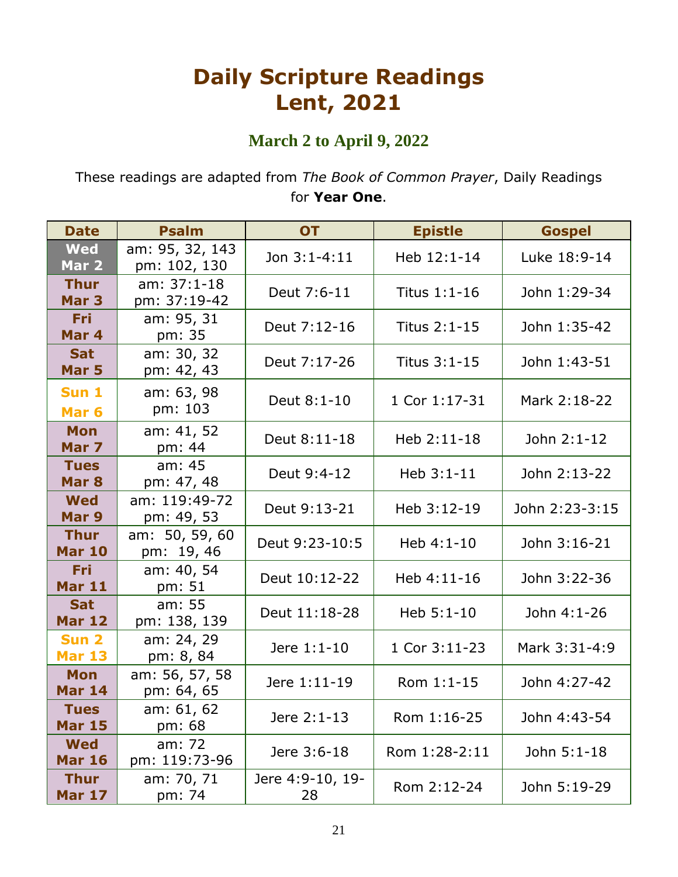# Daily Scripture Readings
# Lent, 2021

## March 2 to April 9, 2022

These readings are adapted from *The Book of Common Prayer*, Daily Readings for **Year One**.

| Date | Psalm | OT | Epistle | Gospel |
|---|---|---|---|---|
| **Wed Mar 2** | am: 95, 32, 143 pm: 102, 130 | Jon 3:1-4:11 | Heb 12:1-14 | Luke 18:9-14 |
| **Thur Mar 3** | am: 37:1-18 pm: 37:19-42 | Deut 7:6-11 | Titus 1:1-16 | John 1:29-34 |
| **Fri Mar 4** | am: 95, 31 pm: 35 | Deut 7:12-16 | Titus 2:1-15 | John 1:35-42 |
| **Sat Mar 5** | am: 30, 32 pm: 42, 43 | Deut 7:17-26 | Titus 3:1-15 | John 1:43-51 |
| **Sun 1 Mar 6** | am: 63, 98 pm: 103 | Deut 8:1-10 | 1 Cor 1:17-31 | Mark 2:18-22 |
| **Mon Mar 7** | am: 41, 52 pm: 44 | Deut 8:11-18 | Heb 2:11-18 | John 2:1-12 |
| **Tues Mar 8** | am: 45 pm: 47, 48 | Deut 9:4-12 | Heb 3:1-11 | John 2:13-22 |
| **Wed Mar 9** | am: 119:49-72 pm: 49, 53 | Deut 9:13-21 | Heb 3:12-19 | John 2:23-3:15 |
| **Thur Mar 10** | am: 50, 59, 60 pm: 19, 46 | Deut 9:23-10:5 | Heb 4:1-10 | John 3:16-21 |
| **Fri Mar 11** | am: 40, 54 pm: 51 | Deut 10:12-22 | Heb 4:11-16 | John 3:22-36 |
| **Sat Mar 12** | am: 55 pm: 138, 139 | Deut 11:18-28 | Heb 5:1-10 | John 4:1-26 |
| **Sun 2 Mar 13** | am: 24, 29 pm: 8, 84 | Jere 1:1-10 | 1 Cor 3:11-23 | Mark 3:31-4:9 |
| **Mon Mar 14** | am: 56, 57, 58 pm: 64, 65 | Jere 1:11-19 | Rom 1:1-15 | John 4:27-42 |
| **Tues Mar 15** | am: 61, 62 pm: 68 | Jere 2:1-13 | Rom 1:16-25 | John 4:43-54 |
| **Wed Mar 16** | am: 72 pm: 119:73-96 | Jere 3:6-18 | Rom 1:28-2:11 | John 5:1-18 |
| **Thur Mar 17** | am: 70, 71 pm: 74 | Jere 4:9-10, 19-28 | Rom 2:12-24 | John 5:19-29 |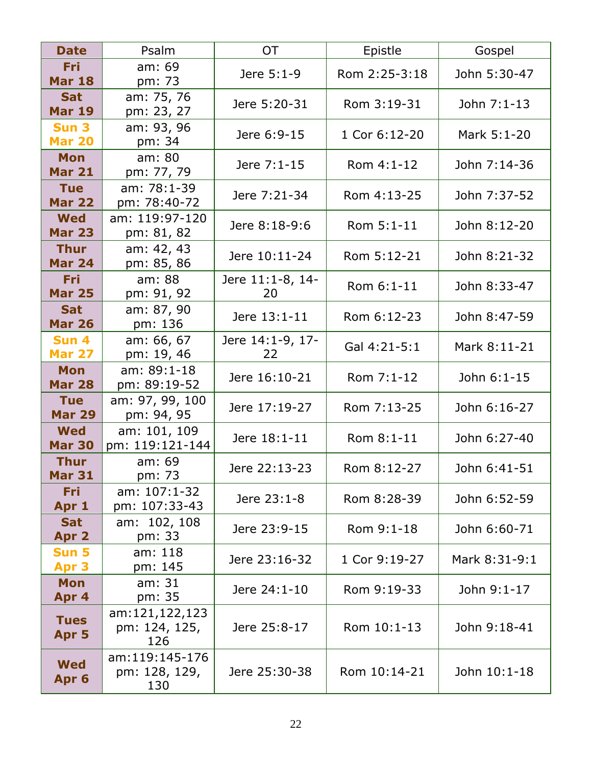| Date | Psalm | OT | Epistle | Gospel |
|---|---|---|---|---|
| **Fri Mar 18** | am: 69<br>pm: 73 | Jere 5:1-9 | Rom 2:25-3:18 | John 5:30-47 |
| **Sat Mar 19** | am: 75, 76<br>pm: 23, 27 | Jere 5:20-31 | Rom 3:19-31 | John 7:1-13 |
| **Sun 3 Mar 20** | am: 93, 96<br>pm: 34 | Jere 6:9-15 | 1 Cor 6:12-20 | Mark 5:1-20 |
| **Mon Mar 21** | am: 80<br>pm: 77, 79 | Jere 7:1-15 | Rom 4:1-12 | John 7:14-36 |
| **Tue Mar 22** | am: 78:1-39<br>pm: 78:40-72 | Jere 7:21-34 | Rom 4:13-25 | John 7:37-52 |
| **Wed Mar 23** | am: 119:97-120<br>pm: 81, 82 | Jere 8:18-9:6 | Rom 5:1-11 | John 8:12-20 |
| **Thur Mar 24** | am: 42, 43<br>pm: 85, 86 | Jere 10:11-24 | Rom 5:12-21 | John 8:21-32 |
| **Fri Mar 25** | am: 88<br>pm: 91, 92 | Jere 11:1-8, 14-20 | Rom 6:1-11 | John 8:33-47 |
| **Sat Mar 26** | am: 87, 90<br>pm: 136 | Jere 13:1-11 | Rom 6:12-23 | John 8:47-59 |
| **Sun 4 Mar 27** | am: 66, 67<br>pm: 19, 46 | Jere 14:1-9, 17-22 | Gal 4:21-5:1 | Mark 8:11-21 |
| **Mon Mar 28** | am: 89:1-18<br>pm: 89:19-52 | Jere 16:10-21 | Rom 7:1-12 | John 6:1-15 |
| **Tue Mar 29** | am: 97, 99, 100<br>pm: 94, 95 | Jere 17:19-27 | Rom 7:13-25 | John 6:16-27 |
| **Wed Mar 30** | am: 101, 109<br>pm: 119:121-144 | Jere 18:1-11 | Rom 8:1-11 | John 6:27-40 |
| **Thur Mar 31** | am: 69<br>pm: 73 | Jere 22:13-23 | Rom 8:12-27 | John 6:41-51 |
| **Fri Apr 1** | am: 107:1-32<br>pm: 107:33-43 | Jere 23:1-8 | Rom 8:28-39 | John 6:52-59 |
| **Sat Apr 2** | am: 102, 108<br>pm: 33 | Jere 23:9-15 | Rom 9:1-18 | John 6:60-71 |
| **Sun 5 Apr 3** | am: 118<br>pm: 145 | Jere 23:16-32 | 1 Cor 9:19-27 | Mark 8:31-9:1 |
| **Mon Apr 4** | am: 31<br>pm: 35 | Jere 24:1-10 | Rom 9:19-33 | John 9:1-17 |
| **Tues Apr 5** | am:121,122,123<br>pm: 124, 125, 126 | Jere 25:8-17 | Rom 10:1-13 | John 9:18-41 |
| **Wed Apr 6** | am:119:145-176<br>pm: 128, 129, 130 | Jere 25:30-38 | Rom 10:14-21 | John 10:1-18 |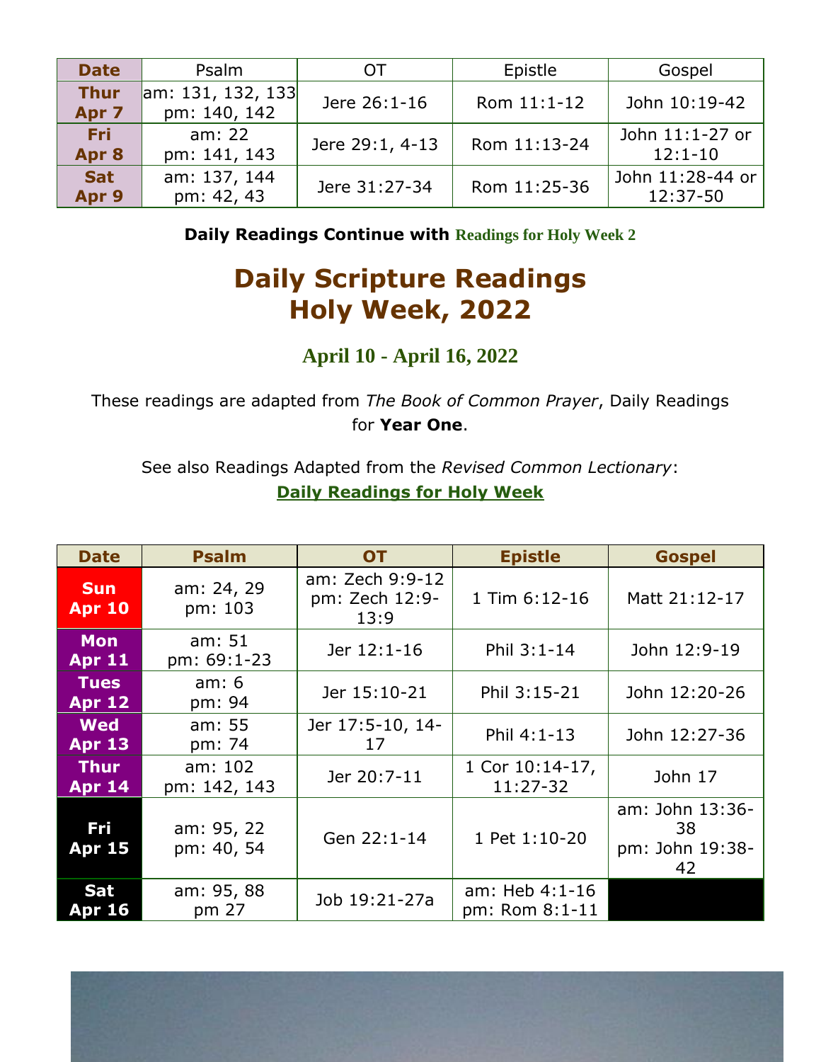| Date | Psalm | OT | Epistle | Gospel |
|---|---|---|---|---|
| Thur Apr 7 | am: 131, 132, 133 pm: 140, 142 | Jere 26:1-16 | Rom 11:1-12 | John 10:19-42 |
| Fri Apr 8 | am: 22 pm: 141, 143 | Jere 29:1, 4-13 | Rom 11:13-24 | John 11:1-27 or 12:1-10 |
| Sat Apr 9 | am: 137, 144 pm: 42, 43 | Jere 31:27-34 | Rom 11:25-36 | John 11:28-44 or 12:37-50 |

**Daily Readings Continue with** Readings for Holy Week 2

# Daily Scripture Readings Holy Week, 2022

## April 10 - April 16, 2022

These readings are adapted from *The Book of Common Prayer*, Daily Readings for **Year One**.

See also Readings Adapted from the *Revised Common Lectionary*: **Daily Readings for Holy Week**

| Date | Psalm | OT | Epistle | Gospel |
|---|---|---|---|---|
| Sun Apr 10 | am: 24, 29 pm: 103 | am: Zech 9:9-12 pm: Zech 12:9-13:9 | 1 Tim 6:12-16 | Matt 21:12-17 |
| Mon Apr 11 | am: 51 pm: 69:1-23 | Jer 12:1-16 | Phil 3:1-14 | John 12:9-19 |
| Tues Apr 12 | am: 6 pm: 94 | Jer 15:10-21 | Phil 3:15-21 | John 12:20-26 |
| Wed Apr 13 | am: 55 pm: 74 | Jer 17:5-10, 14-17 | Phil 4:1-13 | John 12:27-36 |
| Thur Apr 14 | am: 102 pm: 142, 143 | Jer 20:7-11 | 1 Cor 10:14-17, 11:27-32 | John 17 |
| Fri Apr 15 | am: 95, 22 pm: 40, 54 | Gen 22:1-14 | 1 Pet 1:10-20 | am: John 13:36-38 pm: John 19:38-42 |
| Sat Apr 16 | am: 95, 88 pm 27 | Job 19:21-27a | am: Heb 4:1-16 pm: Rom 8:1-11 | |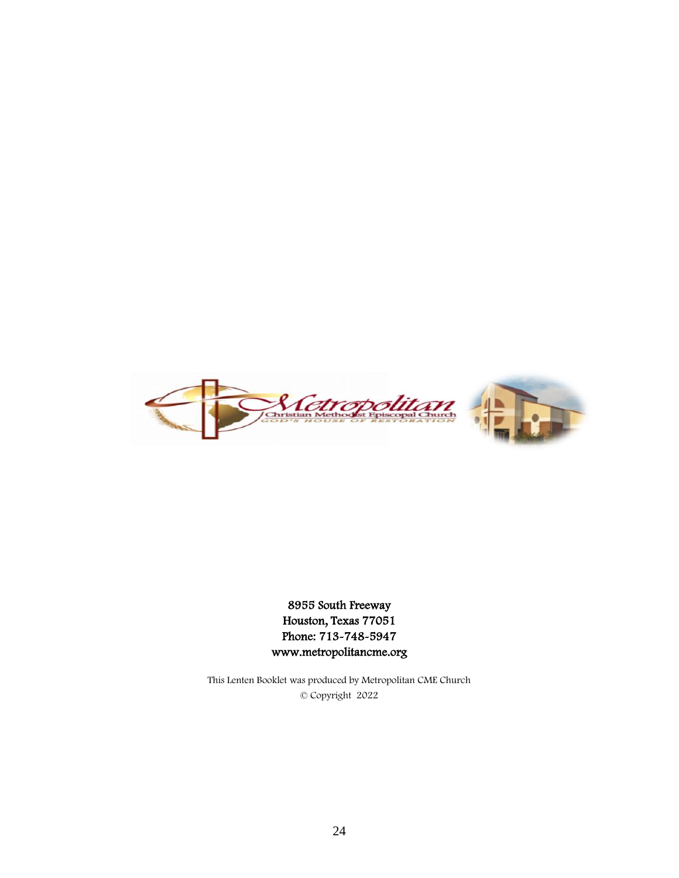8955 South Freeway
Houston, Texas 77051
Phone: 713-748-5947
www.metropolitancme.org

This Lenten Booklet was produced by Metropolitan CME Church
© Copyright 2022